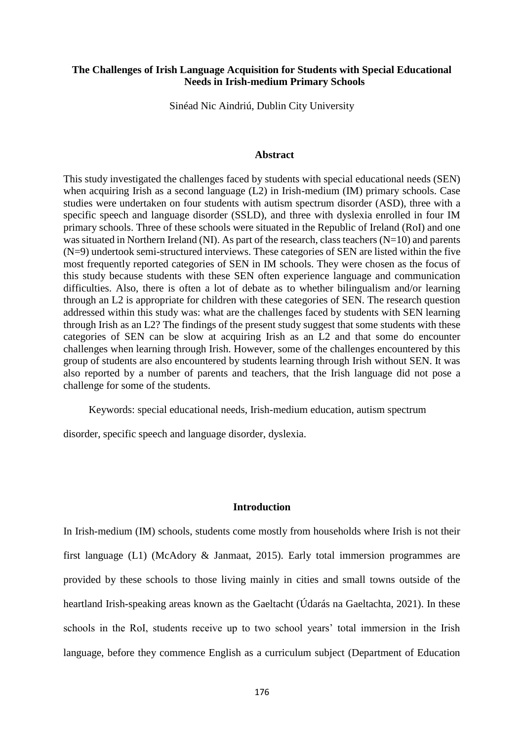# The Challenges of Irish Language Acquisition for Students with Special Educational Needs in Irish-medium Primary Schools

Sinéad Nic Aindriú, Dublin City University

## Abstract

This study investigated the challenges faced by students with special educational needs (SEN) when acquiring Irish as a second language (L2) in Irish-medium (IM) primary schools. Case studies were undertaken on four students with autism spectrum disorder (ASD), three with a specific speech and language disorder (SSLD), and three with dyslexia enrolled in four IM primary schools. Three of these schools were situated in the Republic of Ireland (RoI) and one was situated in Northern Ireland (NI). As part of the research, class teachers (N=10) and parents (N=9) undertook semi-structured interviews. These categories of SEN are listed within the five most frequently reported categories of SEN in IM schools. They were chosen as the focus of this study because students with these SEN often experience language and communication difficulties. Also, there is often a lot of debate as to whether bilingualism and/or learning through an L2 is appropriate for children with these categories of SEN. The research question addressed within this study was: what are the challenges faced by students with SEN learning through Irish as an L2? The findings of the present study suggest that some students with these categories of SEN can be slow at acquiring Irish as an L2 and that some do encounter challenges when learning through Irish. However, some of the challenges encountered by this group of students are also encountered by students learning through Irish without SEN. It was also reported by a number of parents and teachers, that the Irish language did not pose a challenge for some of the students.

Keywords: special educational needs, Irish-medium education, autism spectrum disorder, specific speech and language disorder, dyslexia.

## Introduction

In Irish-medium (IM) schools, students come mostly from households where Irish is not their first language (L1) (McAdory & Janmaat, 2015). Early total immersion programmes are provided by these schools to those living mainly in cities and small towns outside of the heartland Irish-speaking areas known as the Gaeltacht (Údarás na Gaeltachta, 2021). In these schools in the RoI, students receive up to two school years' total immersion in the Irish language, before they commence English as a curriculum subject (Department of Education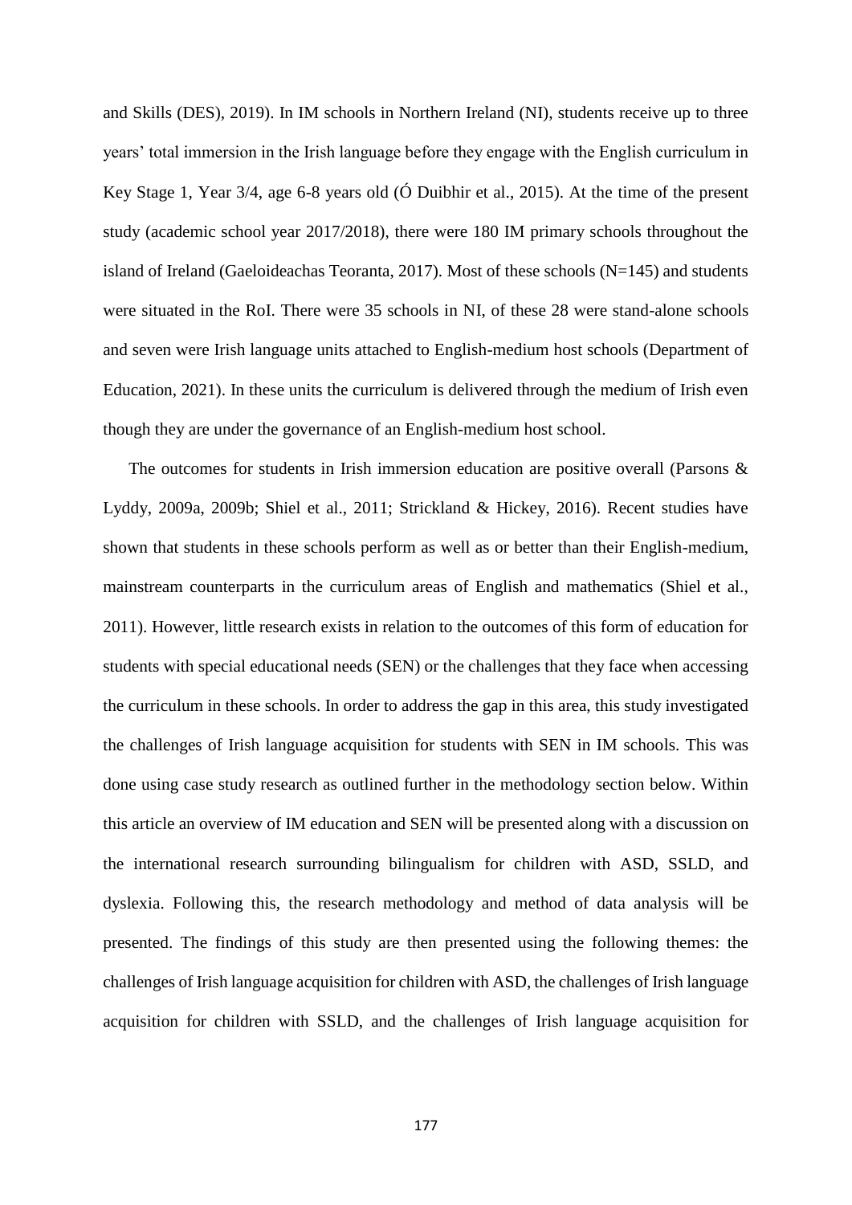and Skills (DES), 2019). In IM schools in Northern Ireland (NI), students receive up to three years' total immersion in the Irish language before they engage with the English curriculum in Key Stage 1, Year 3/4, age 6-8 years old (Ó Duibhir et al., 2015). At the time of the present study (academic school year 2017/2018), there were 180 IM primary schools throughout the island of Ireland (Gaeloideachas Teoranta, 2017). Most of these schools (N=145) and students were situated in the RoI. There were 35 schools in NI, of these 28 were stand-alone schools and seven were Irish language units attached to English-medium host schools (Department of Education, 2021). In these units the curriculum is delivered through the medium of Irish even though they are under the governance of an English-medium host school.

The outcomes for students in Irish immersion education are positive overall (Parsons & Lyddy, 2009a, 2009b; Shiel et al., 2011; Strickland & Hickey, 2016). Recent studies have shown that students in these schools perform as well as or better than their English-medium, mainstream counterparts in the curriculum areas of English and mathematics (Shiel et al., 2011). However, little research exists in relation to the outcomes of this form of education for students with special educational needs (SEN) or the challenges that they face when accessing the curriculum in these schools. In order to address the gap in this area, this study investigated the challenges of Irish language acquisition for students with SEN in IM schools. This was done using case study research as outlined further in the methodology section below. Within this article an overview of IM education and SEN will be presented along with a discussion on the international research surrounding bilingualism for children with ASD, SSLD, and dyslexia. Following this, the research methodology and method of data analysis will be presented. The findings of this study are then presented using the following themes: the challenges of Irish language acquisition for children with ASD, the challenges of Irish language acquisition for children with SSLD, and the challenges of Irish language acquisition for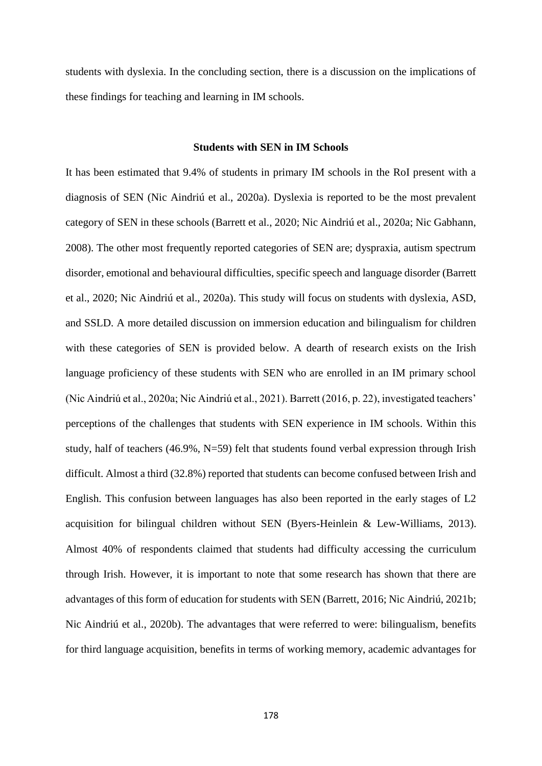students with dyslexia. In the concluding section, there is a discussion on the implications of these findings for teaching and learning in IM schools.

## Students with SEN in IM Schools

It has been estimated that 9.4% of students in primary IM schools in the RoI present with a diagnosis of SEN (Nic Aindriú et al., 2020a). Dyslexia is reported to be the most prevalent category of SEN in these schools (Barrett et al., 2020; Nic Aindriú et al., 2020a; Nic Gabhann, 2008). The other most frequently reported categories of SEN are; dyspraxia, autism spectrum disorder, emotional and behavioural difficulties, specific speech and language disorder (Barrett et al., 2020; Nic Aindriú et al., 2020a). This study will focus on students with dyslexia, ASD, and SSLD. A more detailed discussion on immersion education and bilingualism for children with these categories of SEN is provided below. A dearth of research exists on the Irish language proficiency of these students with SEN who are enrolled in an IM primary school (Nic Aindriú et al., 2020a; Nic Aindriú et al., 2021). Barrett (2016, p. 22), investigated teachers' perceptions of the challenges that students with SEN experience in IM schools. Within this study, half of teachers (46.9%, N=59) felt that students found verbal expression through Irish difficult. Almost a third (32.8%) reported that students can become confused between Irish and English. This confusion between languages has also been reported in the early stages of L2 acquisition for bilingual children without SEN (Byers-Heinlein & Lew-Williams, 2013). Almost 40% of respondents claimed that students had difficulty accessing the curriculum through Irish. However, it is important to note that some research has shown that there are advantages of this form of education for students with SEN (Barrett, 2016; Nic Aindriú, 2021b; Nic Aindriú et al., 2020b). The advantages that were referred to were: bilingualism, benefits for third language acquisition, benefits in terms of working memory, academic advantages for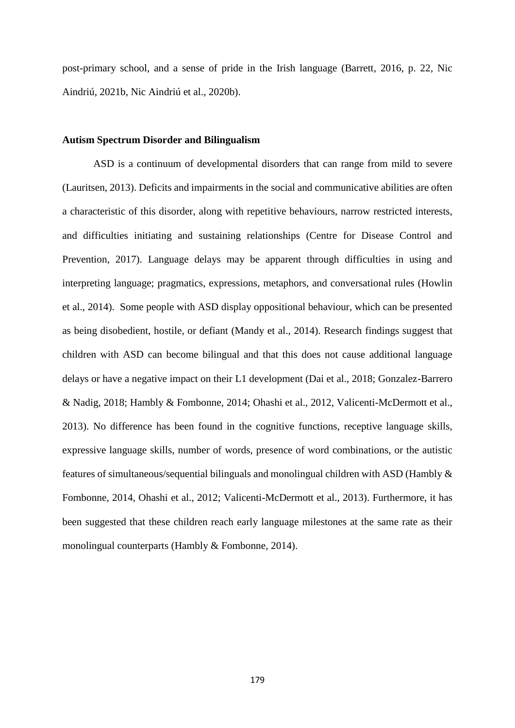post-primary school, and a sense of pride in the Irish language (Barrett, 2016, p. 22, Nic Aindriú, 2021b, Nic Aindriú et al., 2020b).

**Autism Spectrum Disorder and Bilingualism**

ASD is a continuum of developmental disorders that can range from mild to severe (Lauritsen, 2013). Deficits and impairments in the social and communicative abilities are often a characteristic of this disorder, along with repetitive behaviours, narrow restricted interests, and difficulties initiating and sustaining relationships (Centre for Disease Control and Prevention, 2017). Language delays may be apparent through difficulties in using and interpreting language; pragmatics, expressions, metaphors, and conversational rules (Howlin et al., 2014). Some people with ASD display oppositional behaviour, which can be presented as being disobedient, hostile, or defiant (Mandy et al., 2014). Research findings suggest that children with ASD can become bilingual and that this does not cause additional language delays or have a negative impact on their L1 development (Dai et al., 2018; Gonzalez-Barrero & Nadig, 2018; Hambly & Fombonne, 2014; Ohashi et al., 2012, Valicenti-McDermott et al., 2013). No difference has been found in the cognitive functions, receptive language skills, expressive language skills, number of words, presence of word combinations, or the autistic features of simultaneous/sequential bilinguals and monolingual children with ASD (Hambly & Fombonne, 2014, Ohashi et al., 2012; Valicenti-McDermott et al., 2013). Furthermore, it has been suggested that these children reach early language milestones at the same rate as their monolingual counterparts (Hambly & Fombonne, 2014).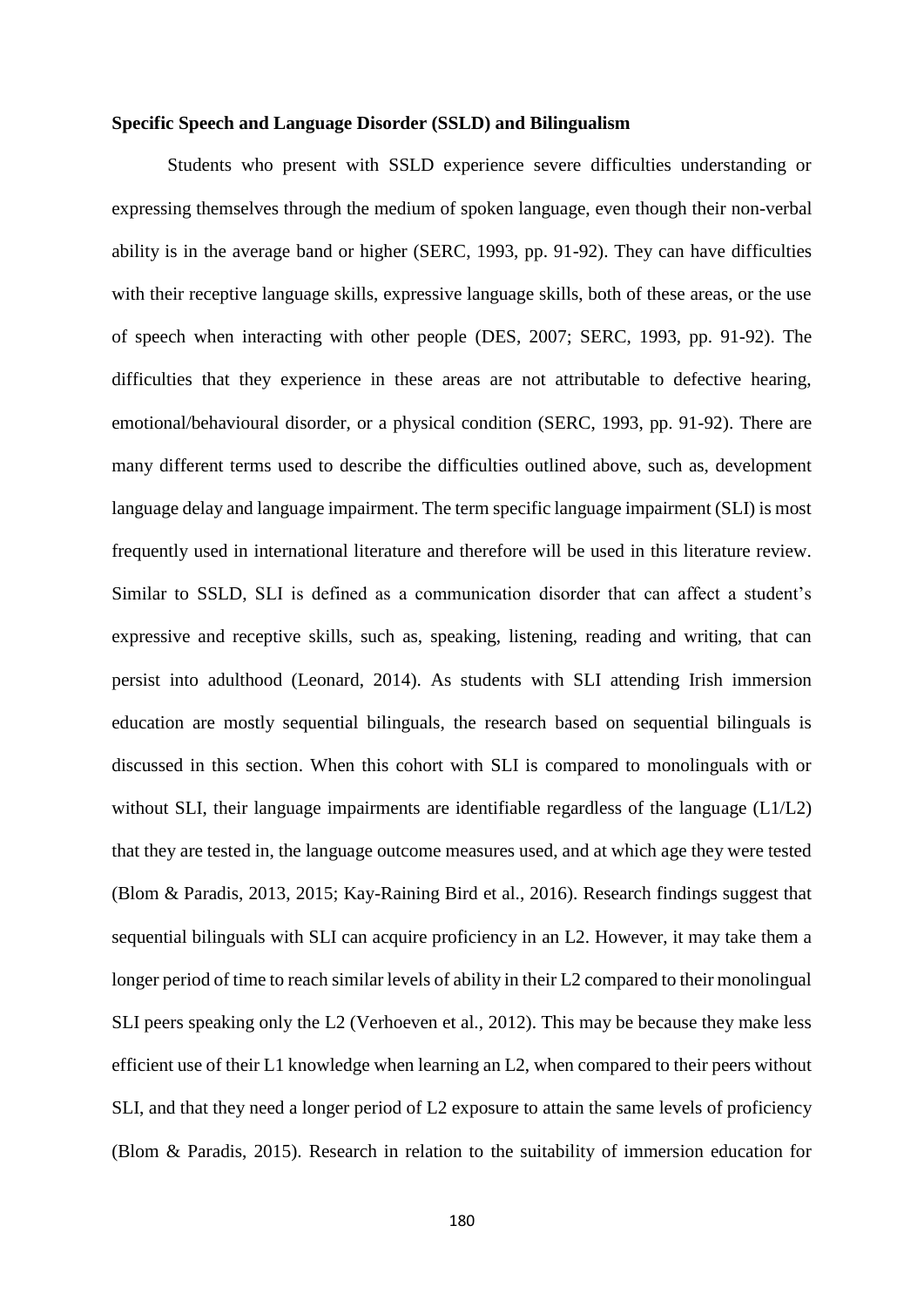**Specific Speech and Language Disorder (SSLD) and Bilingualism**

Students who present with SSLD experience severe difficulties understanding or expressing themselves through the medium of spoken language, even though their non-verbal ability is in the average band or higher (SERC, 1993, pp. 91-92). They can have difficulties with their receptive language skills, expressive language skills, both of these areas, or the use of speech when interacting with other people (DES, 2007; SERC, 1993, pp. 91-92). The difficulties that they experience in these areas are not attributable to defective hearing, emotional/behavioural disorder, or a physical condition (SERC, 1993, pp. 91-92). There are many different terms used to describe the difficulties outlined above, such as, development language delay and language impairment. The term specific language impairment (SLI) is most frequently used in international literature and therefore will be used in this literature review. Similar to SSLD, SLI is defined as a communication disorder that can affect a student's expressive and receptive skills, such as, speaking, listening, reading and writing, that can persist into adulthood (Leonard, 2014). As students with SLI attending Irish immersion education are mostly sequential bilinguals, the research based on sequential bilinguals is discussed in this section. When this cohort with SLI is compared to monolinguals with or without SLI, their language impairments are identifiable regardless of the language (L1/L2) that they are tested in, the language outcome measures used, and at which age they were tested (Blom & Paradis, 2013, 2015; Kay-Raining Bird et al., 2016). Research findings suggest that sequential bilinguals with SLI can acquire proficiency in an L2. However, it may take them a longer period of time to reach similar levels of ability in their L2 compared to their monolingual SLI peers speaking only the L2 (Verhoeven et al., 2012). This may be because they make less efficient use of their L1 knowledge when learning an L2, when compared to their peers without SLI, and that they need a longer period of L2 exposure to attain the same levels of proficiency (Blom & Paradis, 2015). Research in relation to the suitability of immersion education for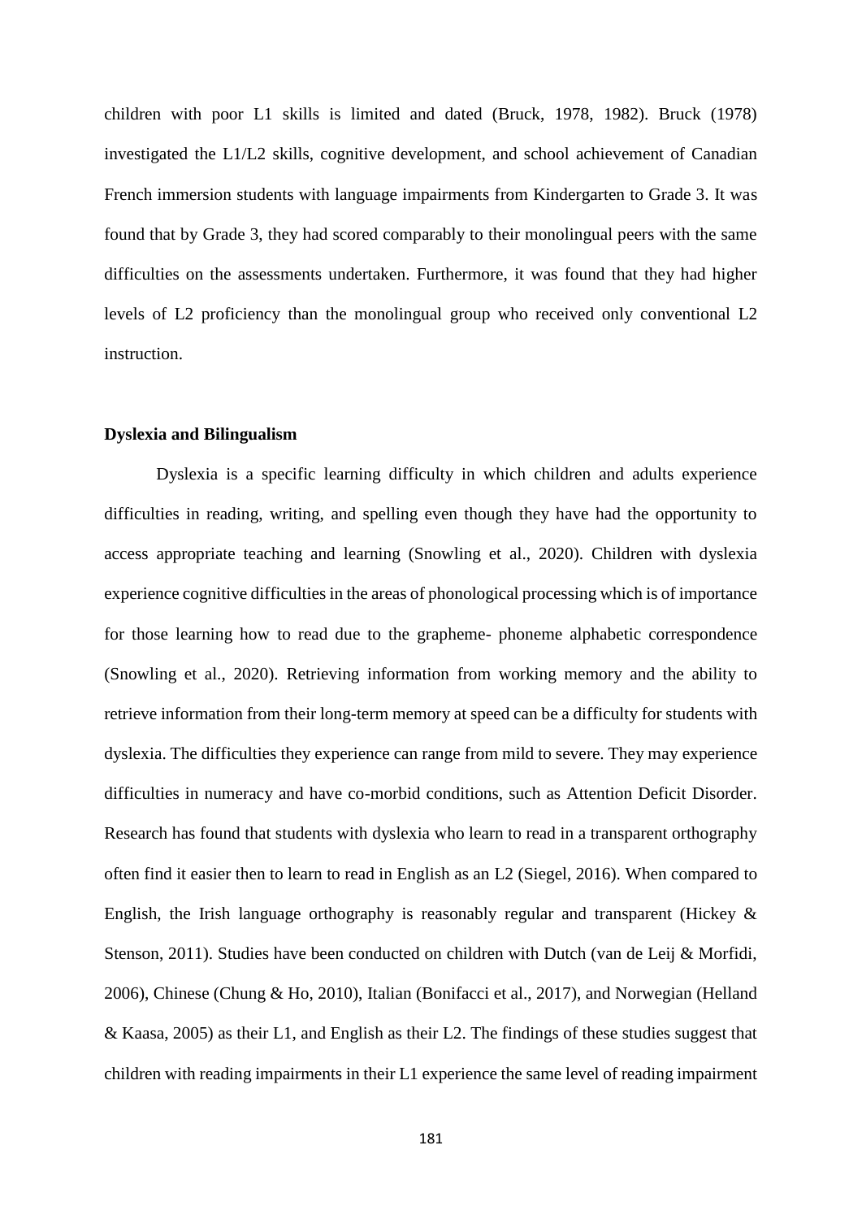children with poor L1 skills is limited and dated (Bruck, 1978, 1982). Bruck (1978) investigated the L1/L2 skills, cognitive development, and school achievement of Canadian French immersion students with language impairments from Kindergarten to Grade 3. It was found that by Grade 3, they had scored comparably to their monolingual peers with the same difficulties on the assessments undertaken. Furthermore, it was found that they had higher levels of L2 proficiency than the monolingual group who received only conventional L2 instruction.

**Dyslexia and Bilingualism**

Dyslexia is a specific learning difficulty in which children and adults experience difficulties in reading, writing, and spelling even though they have had the opportunity to access appropriate teaching and learning (Snowling et al., 2020). Children with dyslexia experience cognitive difficulties in the areas of phonological processing which is of importance for those learning how to read due to the grapheme- phoneme alphabetic correspondence (Snowling et al., 2020). Retrieving information from working memory and the ability to retrieve information from their long-term memory at speed can be a difficulty for students with dyslexia. The difficulties they experience can range from mild to severe. They may experience difficulties in numeracy and have co-morbid conditions, such as Attention Deficit Disorder. Research has found that students with dyslexia who learn to read in a transparent orthography often find it easier then to learn to read in English as an L2 (Siegel, 2016). When compared to English, the Irish language orthography is reasonably regular and transparent (Hickey & Stenson, 2011). Studies have been conducted on children with Dutch (van de Leij & Morfidi, 2006), Chinese (Chung & Ho, 2010), Italian (Bonifacci et al., 2017), and Norwegian (Helland & Kaasa, 2005) as their L1, and English as their L2. The findings of these studies suggest that children with reading impairments in their L1 experience the same level of reading impairment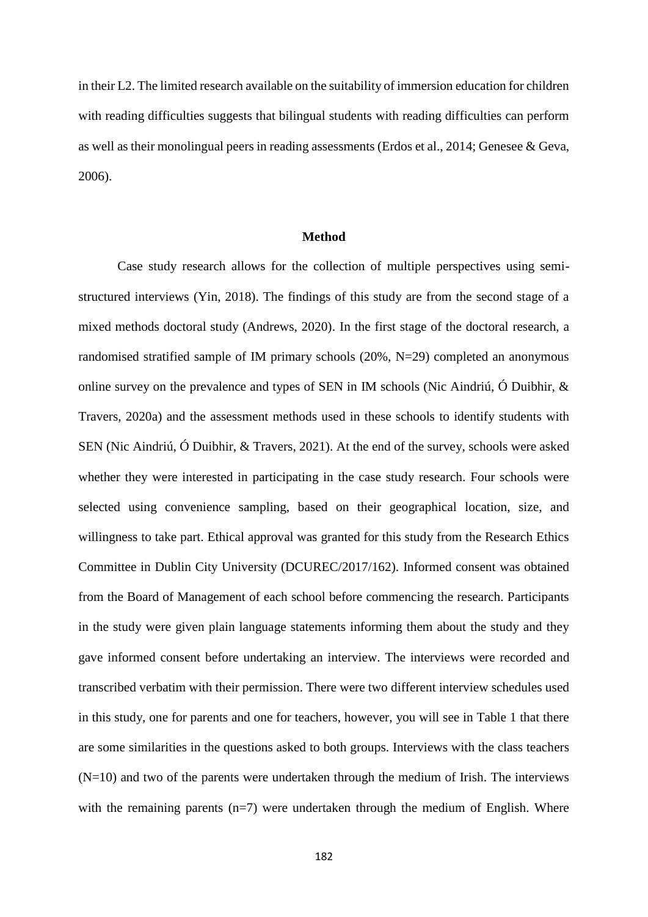in their L2. The limited research available on the suitability of immersion education for children with reading difficulties suggests that bilingual students with reading difficulties can perform as well as their monolingual peers in reading assessments (Erdos et al., 2014; Genesee & Geva, 2006).

## Method

Case study research allows for the collection of multiple perspectives using semi-structured interviews (Yin, 2018). The findings of this study are from the second stage of a mixed methods doctoral study (Andrews, 2020). In the first stage of the doctoral research, a randomised stratified sample of IM primary schools (20%, N=29) completed an anonymous online survey on the prevalence and types of SEN in IM schools (Nic Aindriú, Ó Duibhir, & Travers, 2020a) and the assessment methods used in these schools to identify students with SEN (Nic Aindriú, Ó Duibhir, & Travers, 2021). At the end of the survey, schools were asked whether they were interested in participating in the case study research. Four schools were selected using convenience sampling, based on their geographical location, size, and willingness to take part. Ethical approval was granted for this study from the Research Ethics Committee in Dublin City University (DCUREC/2017/162). Informed consent was obtained from the Board of Management of each school before commencing the research. Participants in the study were given plain language statements informing them about the study and they gave informed consent before undertaking an interview. The interviews were recorded and transcribed verbatim with their permission. There were two different interview schedules used in this study, one for parents and one for teachers, however, you will see in Table 1 that there are some similarities in the questions asked to both groups. Interviews with the class teachers (N=10) and two of the parents were undertaken through the medium of Irish. The interviews with the remaining parents (n=7) were undertaken through the medium of English. Where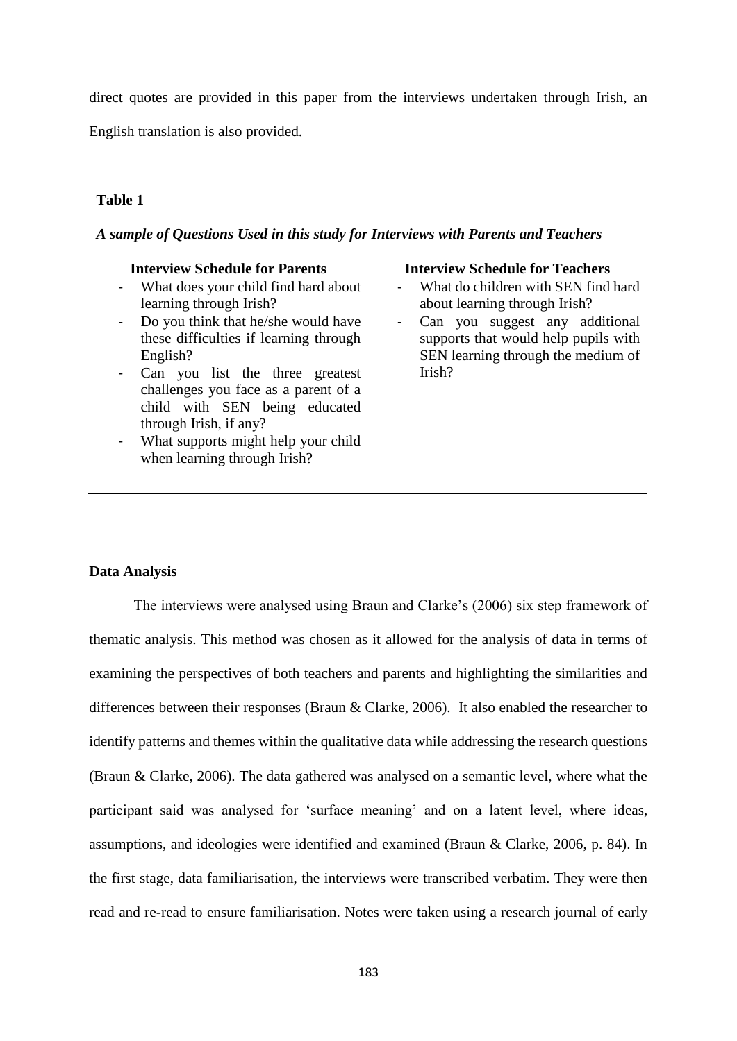direct quotes are provided in this paper from the interviews undertaken through Irish, an English translation is also provided.

**Table 1**

***A sample of Questions Used in this study for Interviews with Parents and Teachers***

| Interview Schedule for Parents | Interview Schedule for Teachers |
|---|---|
| - What does your child find hard about learning through Irish?<br>- Do you think that he/she would have these difficulties if learning through English?<br>- Can you list the three greatest challenges you face as a parent of a child with SEN being educated through Irish, if any?<br>- What supports might help your child when learning through Irish? | - What do children with SEN find hard about learning through Irish?<br>- Can you suggest any additional supports that would help pupils with SEN learning through the medium of Irish? |

**Data Analysis**

The interviews were analysed using Braun and Clarke's (2006) six step framework of thematic analysis. This method was chosen as it allowed for the analysis of data in terms of examining the perspectives of both teachers and parents and highlighting the similarities and differences between their responses (Braun & Clarke, 2006). It also enabled the researcher to identify patterns and themes within the qualitative data while addressing the research questions (Braun & Clarke, 2006). The data gathered was analysed on a semantic level, where what the participant said was analysed for 'surface meaning' and on a latent level, where ideas, assumptions, and ideologies were identified and examined (Braun & Clarke, 2006, p. 84). In the first stage, data familiarisation, the interviews were transcribed verbatim. They were then read and re-read to ensure familiarisation. Notes were taken using a research journal of early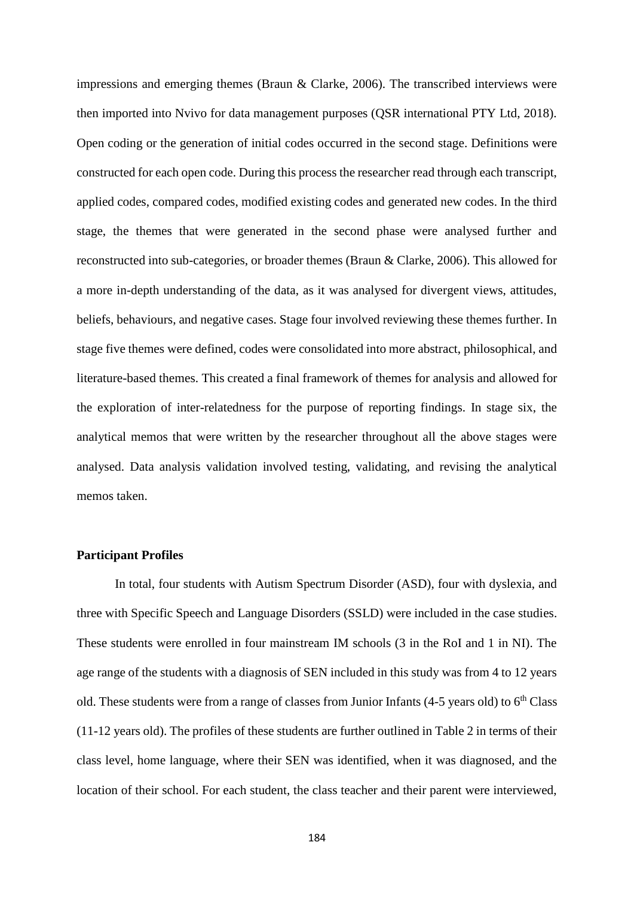impressions and emerging themes (Braun & Clarke, 2006). The transcribed interviews were then imported into Nvivo for data management purposes (QSR international PTY Ltd, 2018). Open coding or the generation of initial codes occurred in the second stage. Definitions were constructed for each open code. During this process the researcher read through each transcript, applied codes, compared codes, modified existing codes and generated new codes. In the third stage, the themes that were generated in the second phase were analysed further and reconstructed into sub-categories, or broader themes (Braun & Clarke, 2006). This allowed for a more in-depth understanding of the data, as it was analysed for divergent views, attitudes, beliefs, behaviours, and negative cases. Stage four involved reviewing these themes further. In stage five themes were defined, codes were consolidated into more abstract, philosophical, and literature-based themes. This created a final framework of themes for analysis and allowed for the exploration of inter-relatedness for the purpose of reporting findings. In stage six, the analytical memos that were written by the researcher throughout all the above stages were analysed. Data analysis validation involved testing, validating, and revising the analytical memos taken.

**Participant Profiles**

In total, four students with Autism Spectrum Disorder (ASD), four with dyslexia, and three with Specific Speech and Language Disorders (SSLD) were included in the case studies. These students were enrolled in four mainstream IM schools (3 in the RoI and 1 in NI). The age range of the students with a diagnosis of SEN included in this study was from 4 to 12 years old. These students were from a range of classes from Junior Infants (4-5 years old) to 6th Class (11-12 years old). The profiles of these students are further outlined in Table 2 in terms of their class level, home language, where their SEN was identified, when it was diagnosed, and the location of their school. For each student, the class teacher and their parent were interviewed,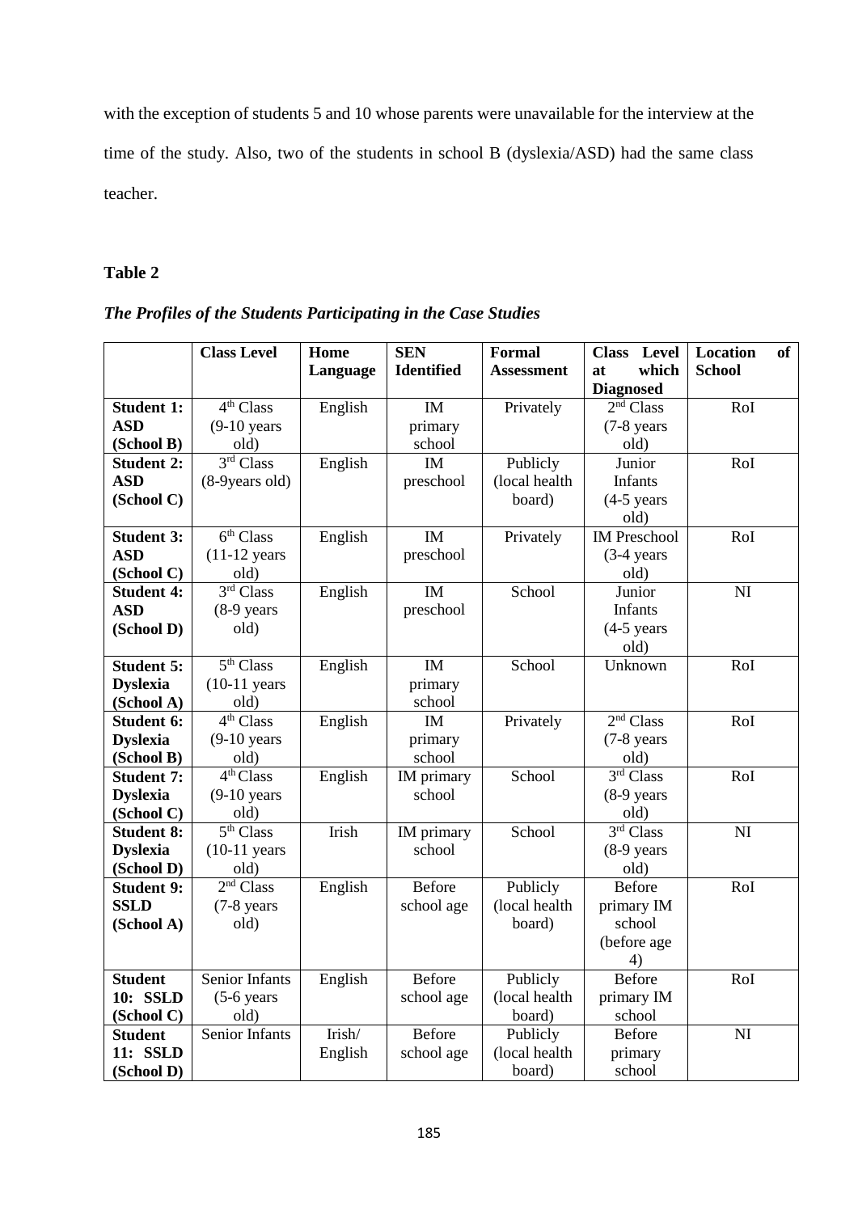with the exception of students 5 and 10 whose parents were unavailable for the interview at the time of the study. Also, two of the students in school B (dyslexia/ASD) had the same class teacher.

**Table 2**

***The Profiles of the Students Participating in the Case Studies***

| | Class Level | Home Language | SEN Identified | Formal Assessment | Class Level at which Diagnosed | Location of School |
|---|---|---|---|---|---|---|
| **Student 1: ASD (School B)** | 4th Class (9-10 years old) | English | IM primary school | Privately | 2nd Class (7-8 years old) | RoI |
| **Student 2: ASD (School C)** | 3rd Class (8-9years old) | English | IM preschool | Publicly (local health board) | Junior Infants (4-5 years old) | RoI |
| **Student 3: ASD (School C)** | 6th Class (11-12 years old) | English | IM preschool | Privately | IM Preschool (3-4 years old) | RoI |
| **Student 4: ASD (School D)** | 3rd Class (8-9 years old) | English | IM preschool | School | Junior Infants (4-5 years old) | NI |
| **Student 5: Dyslexia (School A)** | 5th Class (10-11 years old) | English | IM primary school | School | Unknown | RoI |
| **Student 6: Dyslexia (School B)** | 4th Class (9-10 years old) | English | IM primary school | Privately | 2nd Class (7-8 years old) | RoI |
| **Student 7: Dyslexia (School C)** | 4th Class (9-10 years old) | English | IM primary school | School | 3rd Class (8-9 years old) | RoI |
| **Student 8: Dyslexia (School D)** | 5th Class (10-11 years old) | Irish | IM primary school | School | 3rd Class (8-9 years old) | NI |
| **Student 9: SSLD (School A)** | 2nd Class (7-8 years old) | English | Before school age | Publicly (local health board) | Before primary IM school (before age 4) | RoI |
| **Student 10: SSLD (School C)** | Senior Infants (5-6 years old) | English | Before school age | Publicly (local health board) | Before primary IM school | RoI |
| **Student 11: SSLD (School D)** | Senior Infants | Irish/ English | Before school age | Publicly (local health board) | Before primary school | NI |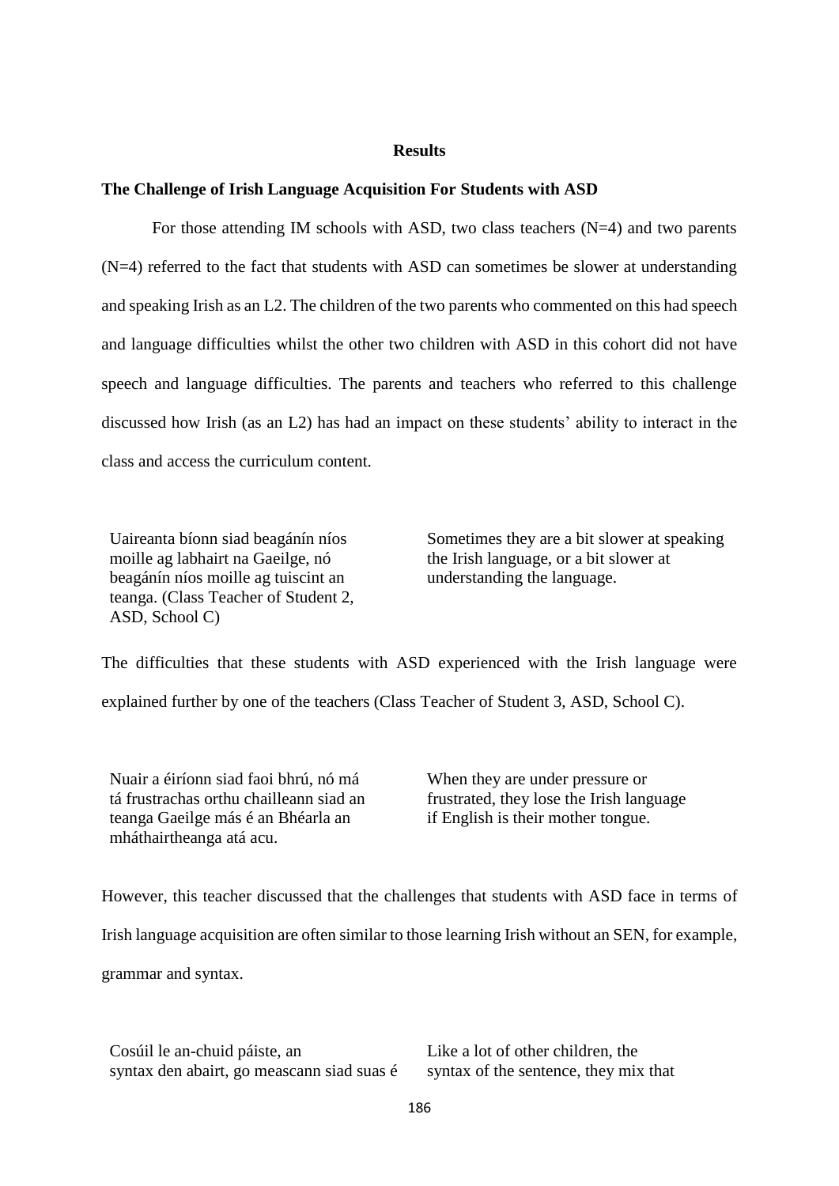## Results

### The Challenge of Irish Language Acquisition For Students with ASD

For those attending IM schools with ASD, two class teachers (N=4) and two parents (N=4) referred to the fact that students with ASD can sometimes be slower at understanding and speaking Irish as an L2. The children of the two parents who commented on this had speech and language difficulties whilst the other two children with ASD in this cohort did not have speech and language difficulties. The parents and teachers who referred to this challenge discussed how Irish (as an L2) has had an impact on these students' ability to interact in the class and access the curriculum content.

| | |
|---|---|
| Uaireanta bíonn siad beagánín níos moille ag labhairt na Gaeilge, nó beagánín níos moille ag tuiscint an teanga. (Class Teacher of Student 2, ASD, School C) | Sometimes they are a bit slower at speaking the Irish language, or a bit slower at understanding the language. |

The difficulties that these students with ASD experienced with the Irish language were explained further by one of the teachers (Class Teacher of Student 3, ASD, School C).

| | |
|---|---|
| Nuair a éiríonn siad faoi bhrú, nó má tá frustrachas orthu chailleann siad an teanga Gaeilge más é an Bhéarla an mháthairtheanga atá acu. | When they are under pressure or frustrated, they lose the Irish language if English is their mother tongue. |

However, this teacher discussed that the challenges that students with ASD face in terms of Irish language acquisition are often similar to those learning Irish without an SEN, for example, grammar and syntax.

| | |
|---|---|
| Cosúil le an-chuid páiste, an syntax den abairt, go meascann siad suas é | Like a lot of other children, the syntax of the sentence, they mix that |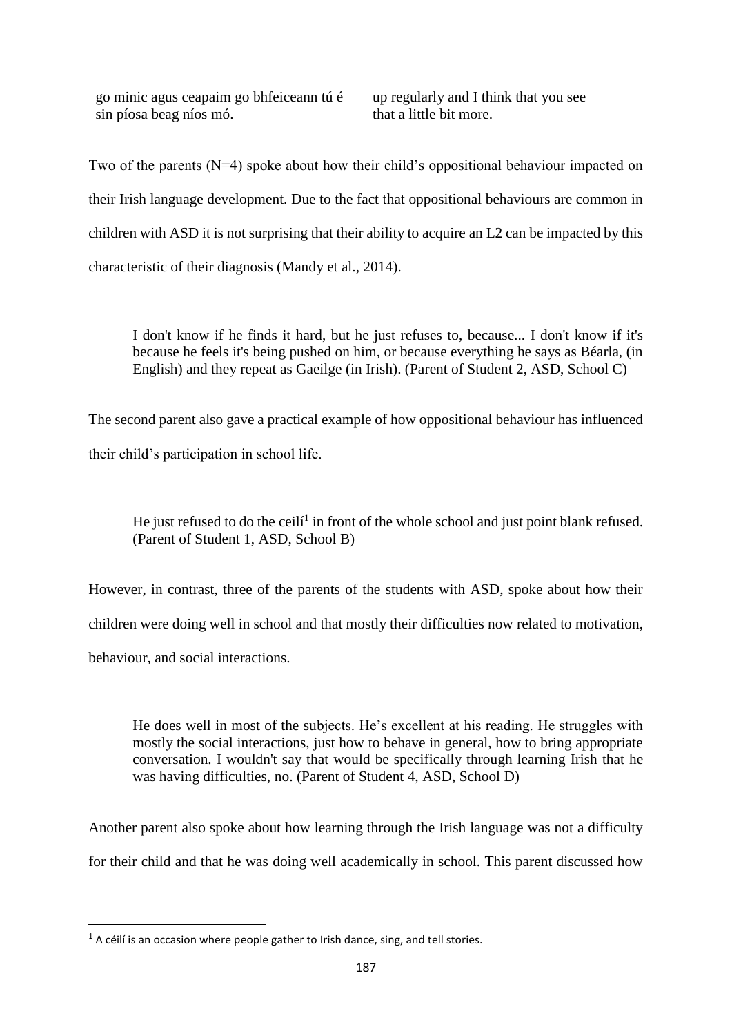| | |
|---|---|
| go minic agus ceapaim go bhfeiceann tú é sin píosa beag níos mó. | up regularly and I think that you see that a little bit more. |

Two of the parents (N=4) spoke about how their child's oppositional behaviour impacted on their Irish language development. Due to the fact that oppositional behaviours are common in children with ASD it is not surprising that their ability to acquire an L2 can be impacted by this characteristic of their diagnosis (Mandy et al., 2014).

> I don't know if he finds it hard, but he just refuses to, because... I don't know if it's because he feels it's being pushed on him, or because everything he says as Béarla, (in English) and they repeat as Gaeilge (in Irish). (Parent of Student 2, ASD, School C)

The second parent also gave a practical example of how oppositional behaviour has influenced their child's participation in school life.

> He just refused to do the ceilí[1] in front of the whole school and just point blank refused. (Parent of Student 1, ASD, School B)

However, in contrast, three of the parents of the students with ASD, spoke about how their children were doing well in school and that mostly their difficulties now related to motivation, behaviour, and social interactions.

> He does well in most of the subjects. He's excellent at his reading. He struggles with mostly the social interactions, just how to behave in general, how to bring appropriate conversation. I wouldn't say that would be specifically through learning Irish that he was having difficulties, no. (Parent of Student 4, ASD, School D)

Another parent also spoke about how learning through the Irish language was not a difficulty for their child and that he was doing well academically in school. This parent discussed how

[1] A céilí is an occasion where people gather to Irish dance, sing, and tell stories.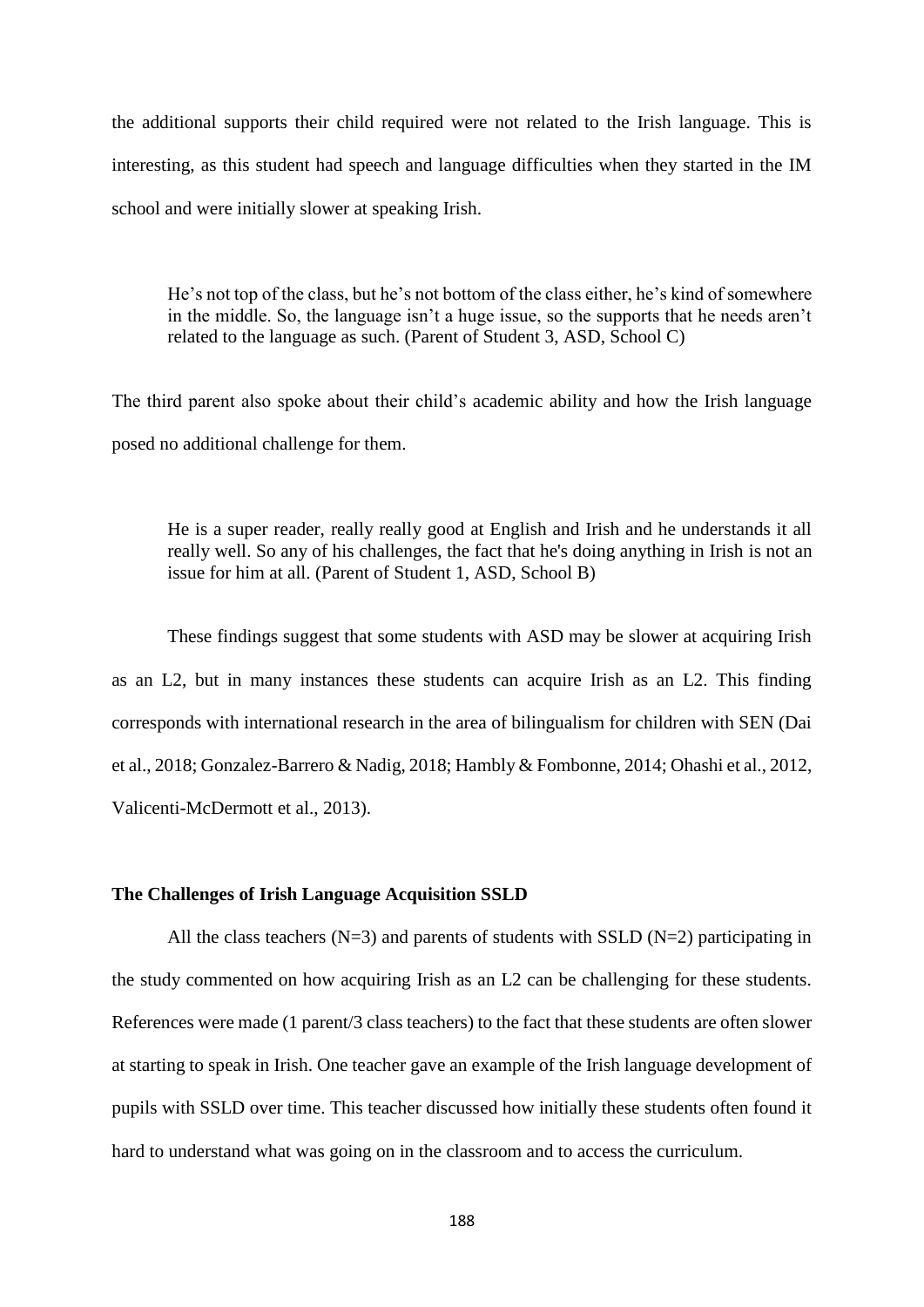the additional supports their child required were not related to the Irish language. This is interesting, as this student had speech and language difficulties when they started in the IM school and were initially slower at speaking Irish.

> He's not top of the class, but he's not bottom of the class either, he's kind of somewhere in the middle. So, the language isn't a huge issue, so the supports that he needs aren't related to the language as such. (Parent of Student 3, ASD, School C)

The third parent also spoke about their child's academic ability and how the Irish language posed no additional challenge for them.

> He is a super reader, really really good at English and Irish and he understands it all really well. So any of his challenges, the fact that he's doing anything in Irish is not an issue for him at all. (Parent of Student 1, ASD, School B)

These findings suggest that some students with ASD may be slower at acquiring Irish as an L2, but in many instances these students can acquire Irish as an L2. This finding corresponds with international research in the area of bilingualism for children with SEN (Dai et al., 2018; Gonzalez-Barrero & Nadig, 2018; Hambly & Fombonne, 2014; Ohashi et al., 2012, Valicenti-McDermott et al., 2013).

**The Challenges of Irish Language Acquisition SSLD**

All the class teachers (N=3) and parents of students with SSLD (N=2) participating in the study commented on how acquiring Irish as an L2 can be challenging for these students. References were made (1 parent/3 class teachers) to the fact that these students are often slower at starting to speak in Irish. One teacher gave an example of the Irish language development of pupils with SSLD over time. This teacher discussed how initially these students often found it hard to understand what was going on in the classroom and to access the curriculum.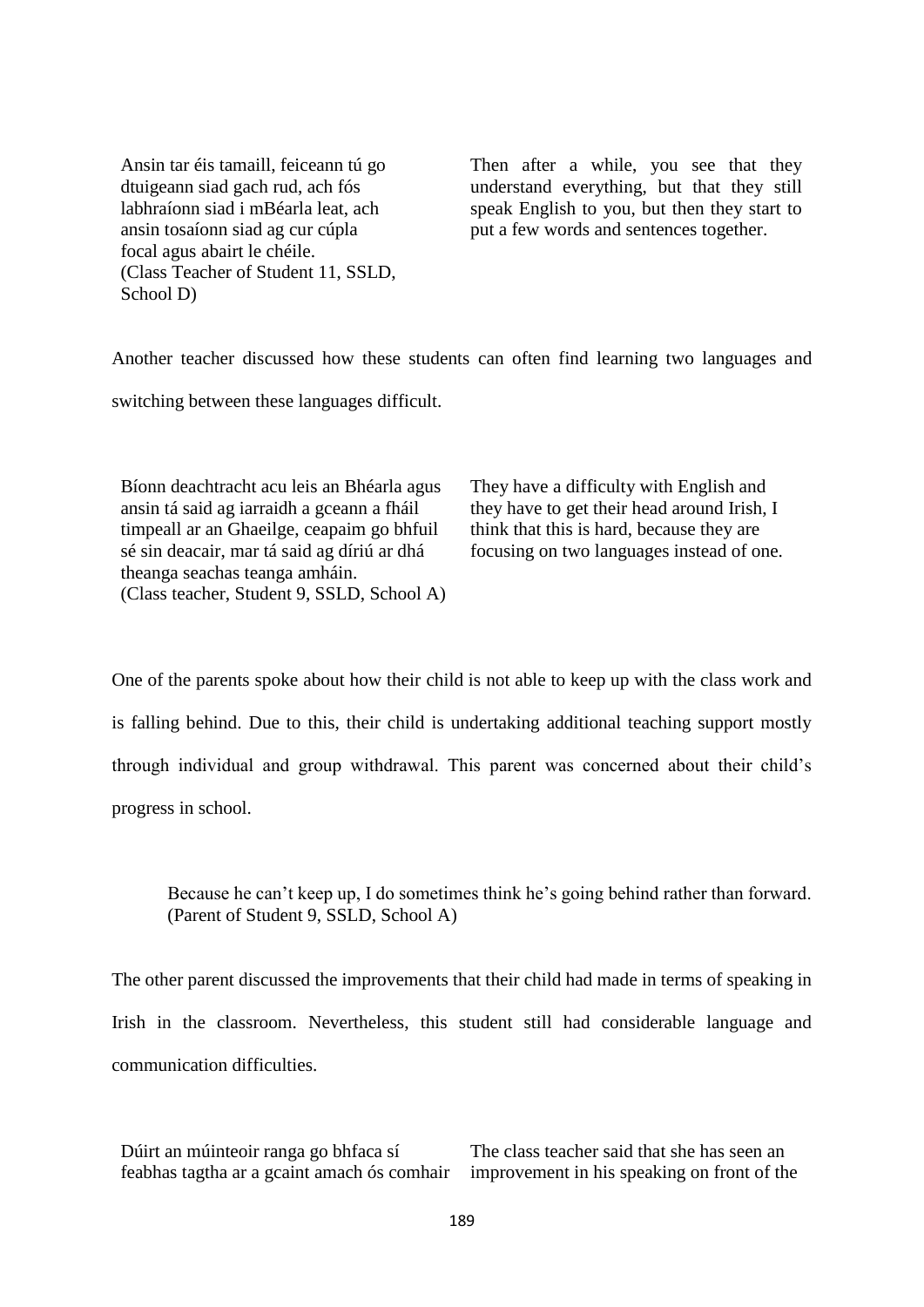| | |
|---|---|
| Ansin tar éis tamaill, feiceann tú go dtuigeann siad gach rud, ach fós labhraíonn siad i mBéarla leat, ach ansin tosaíonn siad ag cur cúpla focal agus abairt le chéile. (Class Teacher of Student 11, SSLD, School D) | Then after a while, you see that they understand everything, but that they still speak English to you, but then they start to put a few words and sentences together. |

Another teacher discussed how these students can often find learning two languages and switching between these languages difficult.

| | |
|---|---|
| Bíonn deachtracht acu leis an Bhéarla agus ansin tá said ag iarraidh a gceann a fháil timpeall ar an Ghaeilge, ceapaim go bhfuil sé sin deacair, mar tá said ag díriú ar dhá theanga seachas teanga amháin. (Class teacher, Student 9, SSLD, School A) | They have a difficulty with English and they have to get their head around Irish, I think that this is hard, because they are focusing on two languages instead of one. |

One of the parents spoke about how their child is not able to keep up with the class work and is falling behind. Due to this, their child is undertaking additional teaching support mostly through individual and group withdrawal. This parent was concerned about their child's progress in school.

> Because he can't keep up, I do sometimes think he's going behind rather than forward. (Parent of Student 9, SSLD, School A)

The other parent discussed the improvements that their child had made in terms of speaking in Irish in the classroom. Nevertheless, this student still had considerable language and communication difficulties.

| | |
|---|---|
| Dúirt an múinteoir ranga go bhfaca sí feabhas tagtha ar a gcaint amach ós comhair | The class teacher said that she has seen an improvement in his speaking on front of the |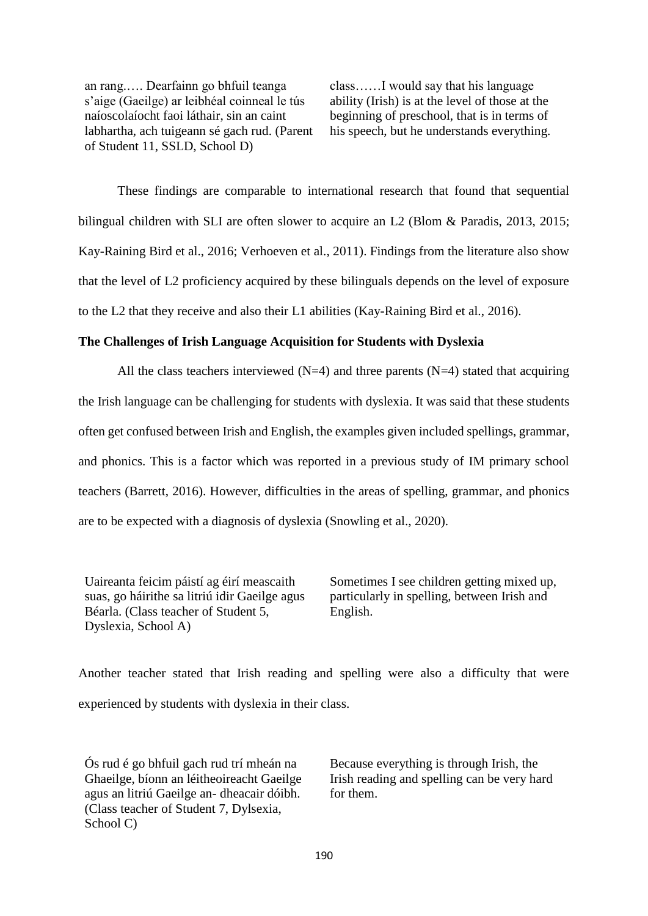| an rang.…. Dearfainn go bhfuil teanga s'aige (Gaeilge) ar leibhéal coinneal le tús naíoscolaíocht faoi láthair, sin an caint labhartha, ach tuigeann sé gach rud. (Parent of Student 11, SSLD, School D) | class……I would say that his language ability (Irish) is at the level of those at the beginning of preschool, that is in terms of his speech, but he understands everything. |
|---|---|

These findings are comparable to international research that found that sequential bilingual children with SLI are often slower to acquire an L2 (Blom & Paradis, 2013, 2015; Kay-Raining Bird et al., 2016; Verhoeven et al., 2011). Findings from the literature also show that the level of L2 proficiency acquired by these bilinguals depends on the level of exposure to the L2 that they receive and also their L1 abilities (Kay-Raining Bird et al., 2016).

**The Challenges of Irish Language Acquisition for Students with Dyslexia**

All the class teachers interviewed (N=4) and three parents (N=4) stated that acquiring the Irish language can be challenging for students with dyslexia. It was said that these students often get confused between Irish and English, the examples given included spellings, grammar, and phonics. This is a factor which was reported in a previous study of IM primary school teachers (Barrett, 2016). However, difficulties in the areas of spelling, grammar, and phonics are to be expected with a diagnosis of dyslexia (Snowling et al., 2020).

| Uaireanta feicim páistí ag éirí meascaith suas, go háirithe sa litriú idir Gaeilge agus Béarla. (Class teacher of Student 5, Dyslexia, School A) | Sometimes I see children getting mixed up, particularly in spelling, between Irish and English. |
|---|---|

Another teacher stated that Irish reading and spelling were also a difficulty that were experienced by students with dyslexia in their class.

| Ós rud é go bhfuil gach rud trí mheán na Ghaeilge, bíonn an léitheoireacht Gaeilge agus an litriú Gaeilge an- dheacair dóibh. (Class teacher of Student 7, Dylsexia, School C) | Because everything is through Irish, the Irish reading and spelling can be very hard for them. |
|---|---|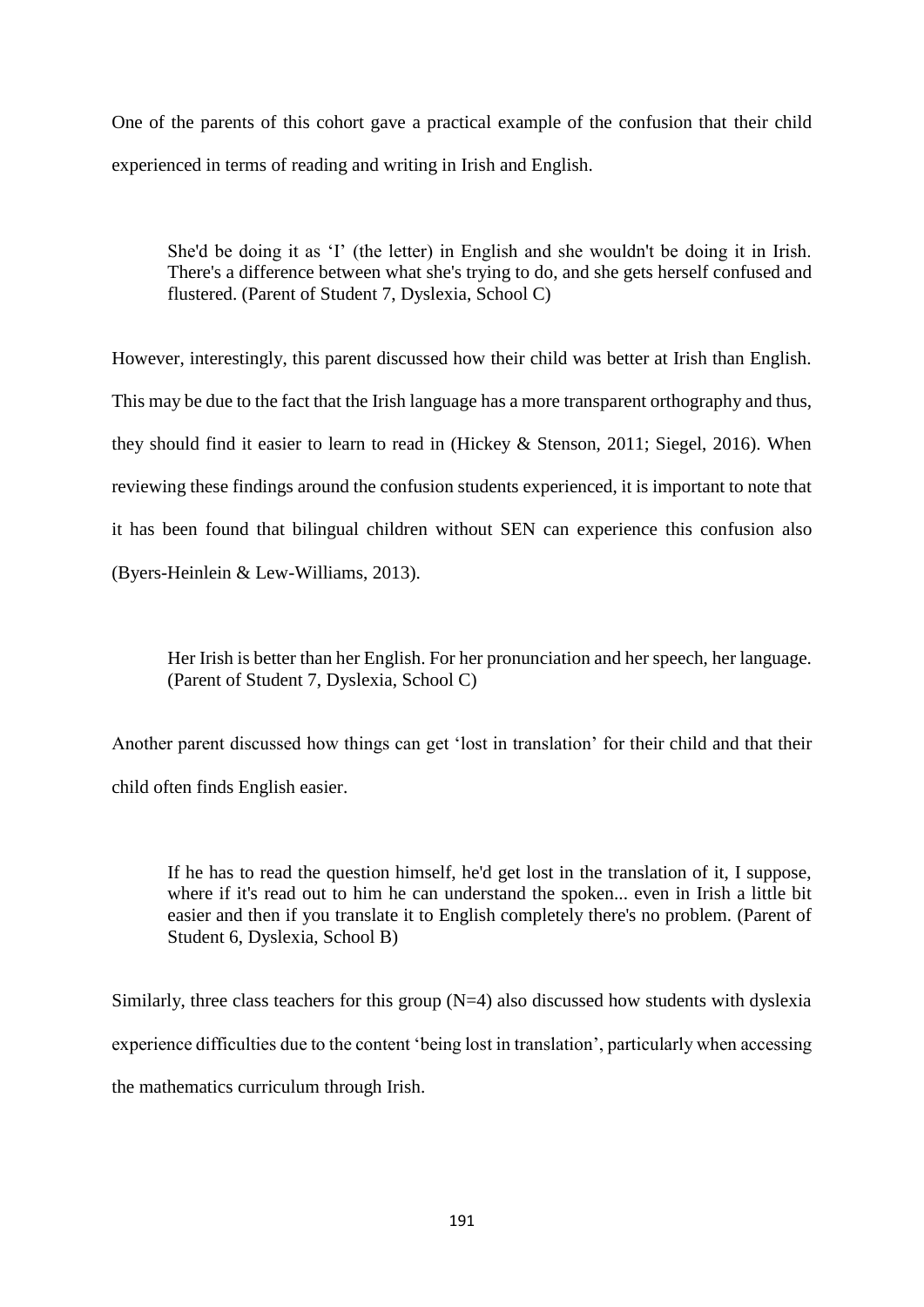One of the parents of this cohort gave a practical example of the confusion that their child experienced in terms of reading and writing in Irish and English.

> She'd be doing it as 'I' (the letter) in English and she wouldn't be doing it in Irish. There's a difference between what she's trying to do, and she gets herself confused and flustered. (Parent of Student 7, Dyslexia, School C)

However, interestingly, this parent discussed how their child was better at Irish than English. This may be due to the fact that the Irish language has a more transparent orthography and thus, they should find it easier to learn to read in (Hickey & Stenson, 2011; Siegel, 2016). When reviewing these findings around the confusion students experienced, it is important to note that it has been found that bilingual children without SEN can experience this confusion also (Byers-Heinlein & Lew-Williams, 2013).

> Her Irish is better than her English. For her pronunciation and her speech, her language. (Parent of Student 7, Dyslexia, School C)

Another parent discussed how things can get 'lost in translation' for their child and that their child often finds English easier.

> If he has to read the question himself, he'd get lost in the translation of it, I suppose, where if it's read out to him he can understand the spoken... even in Irish a little bit easier and then if you translate it to English completely there's no problem. (Parent of Student 6, Dyslexia, School B)

Similarly, three class teachers for this group (N=4) also discussed how students with dyslexia experience difficulties due to the content 'being lost in translation', particularly when accessing the mathematics curriculum through Irish.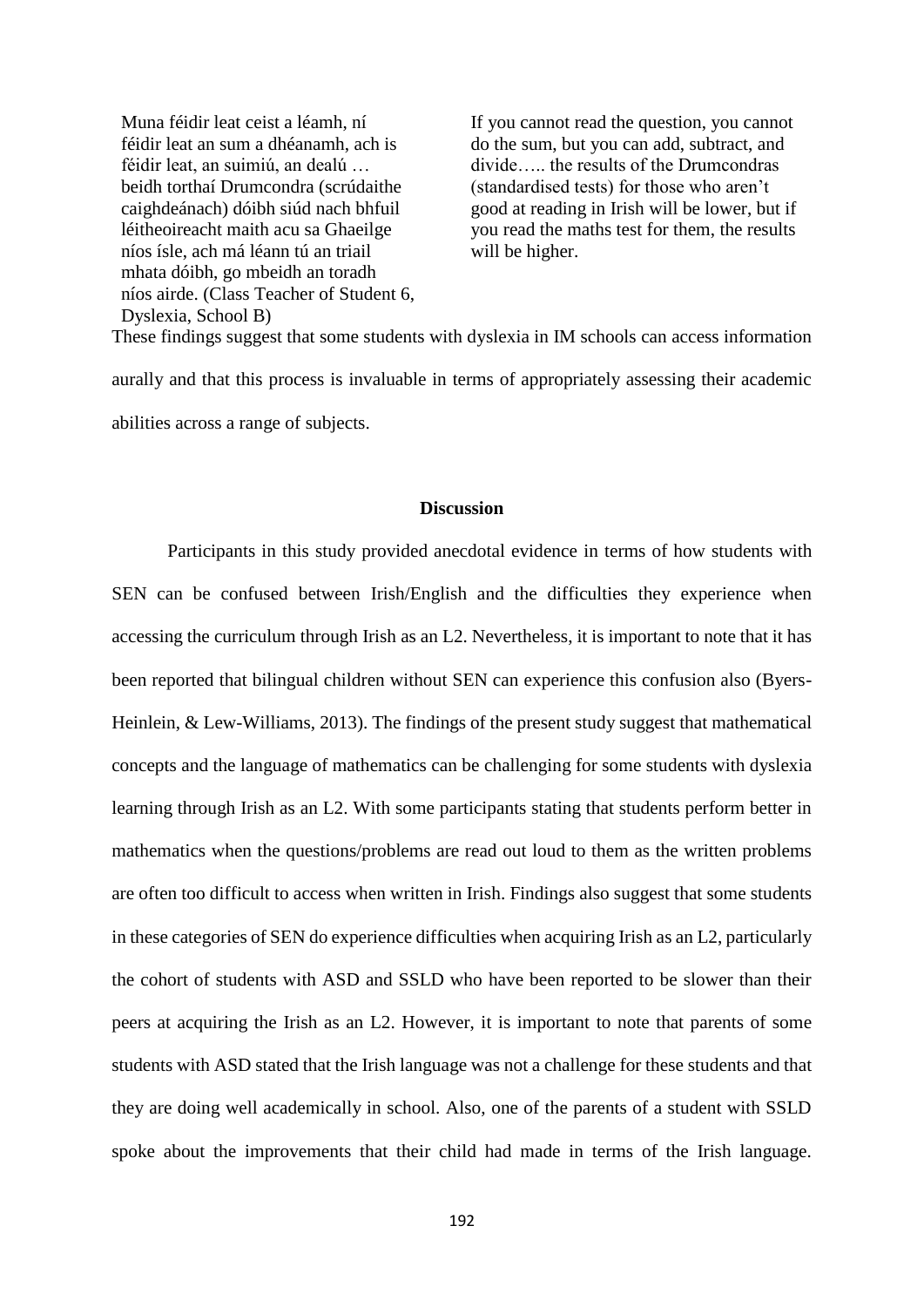| Muna féidir leat ceist a léamh, ní féidir leat an sum a dhéanamh, ach is féidir leat, an suimiú, an dealú … beidh torthaí Drumcondra (scrúdaithe caighdeánach) dóibh siúd nach bhfuil léitheoireacht maith acu sa Ghaeilge níos ísle, ach má léann tú an triail mhata dóibh, go mbeidh an toradh níos airde. (Class Teacher of Student 6, Dyslexia, School B) | If you cannot read the question, you cannot do the sum, but you can add, subtract, and divide….. the results of the Drumcondras (standardised tests) for those who aren't good at reading in Irish will be lower, but if you read the maths test for them, the results will be higher. |
|---|---|

These findings suggest that some students with dyslexia in IM schools can access information aurally and that this process is invaluable in terms of appropriately assessing their academic abilities across a range of subjects.

## Discussion

Participants in this study provided anecdotal evidence in terms of how students with SEN can be confused between Irish/English and the difficulties they experience when accessing the curriculum through Irish as an L2. Nevertheless, it is important to note that it has been reported that bilingual children without SEN can experience this confusion also (Byers-Heinlein, & Lew-Williams, 2013). The findings of the present study suggest that mathematical concepts and the language of mathematics can be challenging for some students with dyslexia learning through Irish as an L2. With some participants stating that students perform better in mathematics when the questions/problems are read out loud to them as the written problems are often too difficult to access when written in Irish. Findings also suggest that some students in these categories of SEN do experience difficulties when acquiring Irish as an L2, particularly the cohort of students with ASD and SSLD who have been reported to be slower than their peers at acquiring the Irish as an L2. However, it is important to note that parents of some students with ASD stated that the Irish language was not a challenge for these students and that they are doing well academically in school. Also, one of the parents of a student with SSLD spoke about the improvements that their child had made in terms of the Irish language.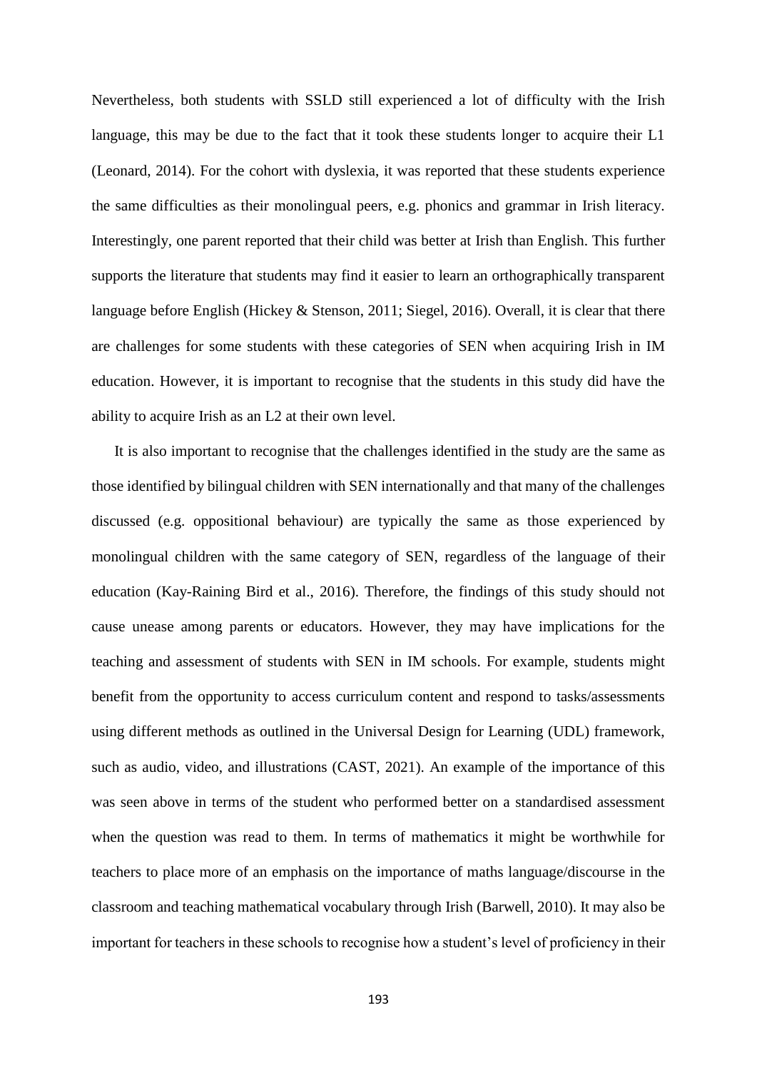Nevertheless, both students with SSLD still experienced a lot of difficulty with the Irish language, this may be due to the fact that it took these students longer to acquire their L1 (Leonard, 2014). For the cohort with dyslexia, it was reported that these students experience the same difficulties as their monolingual peers, e.g. phonics and grammar in Irish literacy. Interestingly, one parent reported that their child was better at Irish than English. This further supports the literature that students may find it easier to learn an orthographically transparent language before English (Hickey & Stenson, 2011; Siegel, 2016). Overall, it is clear that there are challenges for some students with these categories of SEN when acquiring Irish in IM education. However, it is important to recognise that the students in this study did have the ability to acquire Irish as an L2 at their own level.

It is also important to recognise that the challenges identified in the study are the same as those identified by bilingual children with SEN internationally and that many of the challenges discussed (e.g. oppositional behaviour) are typically the same as those experienced by monolingual children with the same category of SEN, regardless of the language of their education (Kay-Raining Bird et al., 2016). Therefore, the findings of this study should not cause unease among parents or educators. However, they may have implications for the teaching and assessment of students with SEN in IM schools. For example, students might benefit from the opportunity to access curriculum content and respond to tasks/assessments using different methods as outlined in the Universal Design for Learning (UDL) framework, such as audio, video, and illustrations (CAST, 2021). An example of the importance of this was seen above in terms of the student who performed better on a standardised assessment when the question was read to them. In terms of mathematics it might be worthwhile for teachers to place more of an emphasis on the importance of maths language/discourse in the classroom and teaching mathematical vocabulary through Irish (Barwell, 2010). It may also be important for teachers in these schools to recognise how a student's level of proficiency in their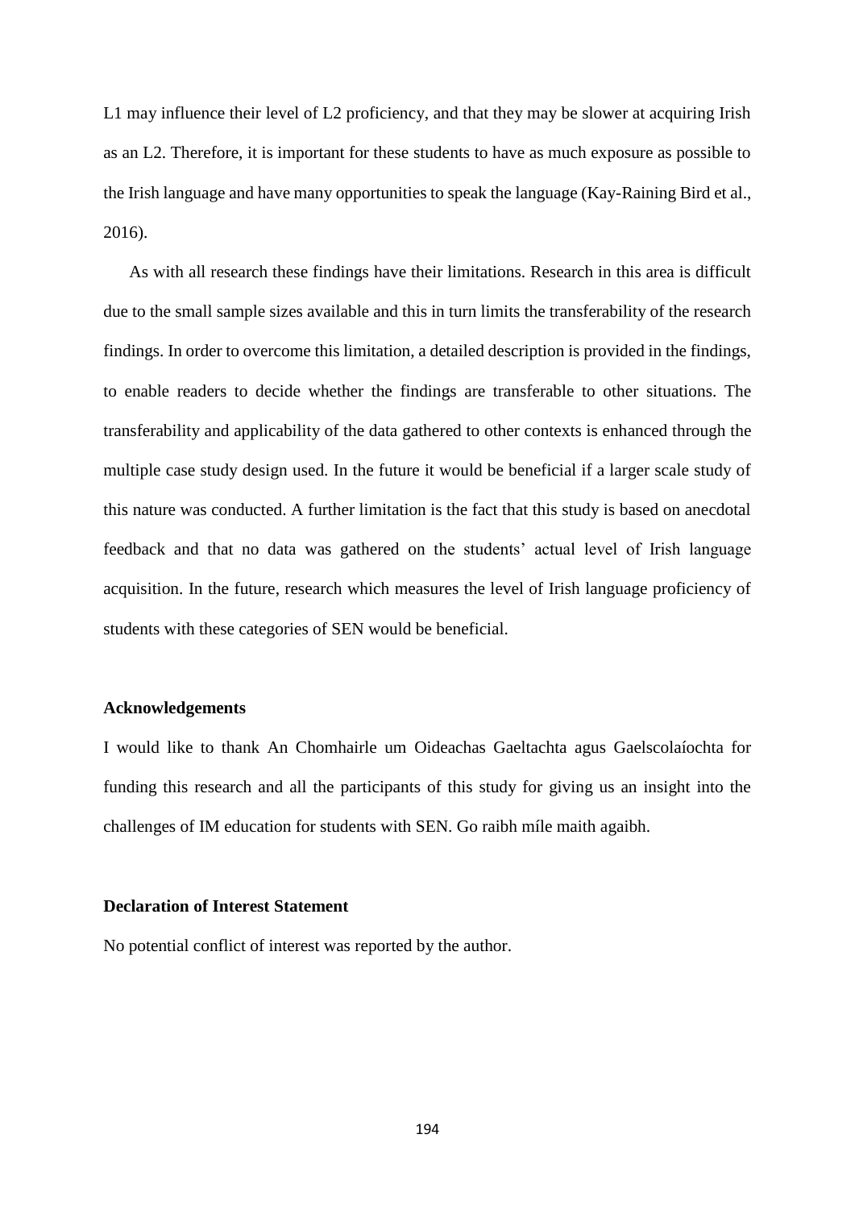L1 may influence their level of L2 proficiency, and that they may be slower at acquiring Irish as an L2. Therefore, it is important for these students to have as much exposure as possible to the Irish language and have many opportunities to speak the language (Kay-Raining Bird et al., 2016).

As with all research these findings have their limitations. Research in this area is difficult due to the small sample sizes available and this in turn limits the transferability of the research findings. In order to overcome this limitation, a detailed description is provided in the findings, to enable readers to decide whether the findings are transferable to other situations. The transferability and applicability of the data gathered to other contexts is enhanced through the multiple case study design used. In the future it would be beneficial if a larger scale study of this nature was conducted. A further limitation is the fact that this study is based on anecdotal feedback and that no data was gathered on the students' actual level of Irish language acquisition. In the future, research which measures the level of Irish language proficiency of students with these categories of SEN would be beneficial.

### Acknowledgements

I would like to thank An Chomhairle um Oideachas Gaeltachta agus Gaelscolaíochta for funding this research and all the participants of this study for giving us an insight into the challenges of IM education for students with SEN. Go raibh míle maith agaibh.

### Declaration of Interest Statement

No potential conflict of interest was reported by the author.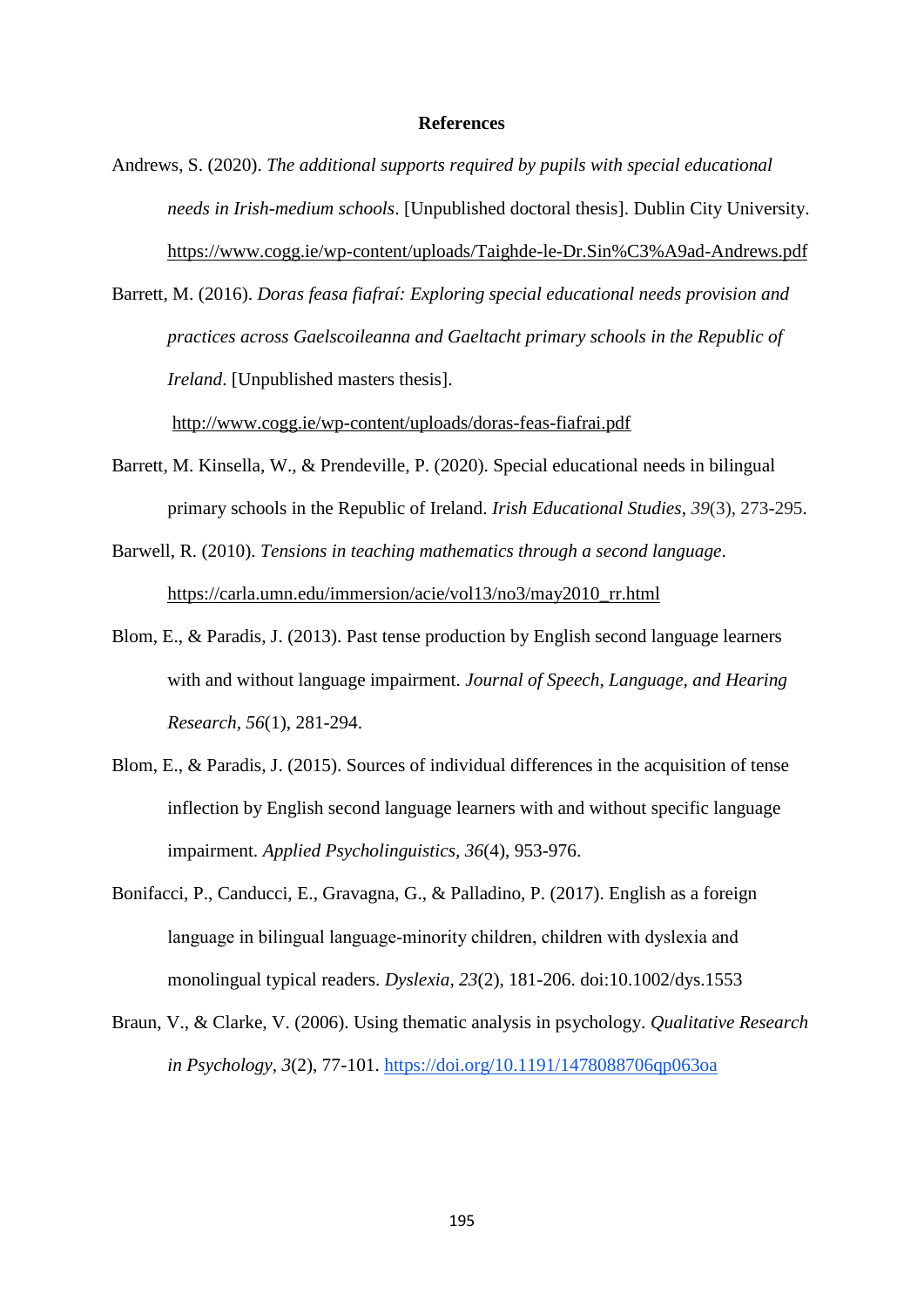# References

Andrews, S. (2020). *The additional supports required by pupils with special educational needs in Irish-medium schools*. [Unpublished doctoral thesis]. Dublin City University. https://www.cogg.ie/wp-content/uploads/Taighde-le-Dr.Sin%C3%A9ad-Andrews.pdf

Barrett, M. (2016). *Doras feasa fiafraí: Exploring special educational needs provision and practices across Gaelscoileanna and Gaeltacht primary schools in the Republic of Ireland*. [Unpublished masters thesis]. http://www.cogg.ie/wp-content/uploads/doras-feas-fiafrai.pdf

Barrett, M. Kinsella, W., & Prendeville, P. (2020). Special educational needs in bilingual primary schools in the Republic of Ireland. *Irish Educational Studies*, *39*(3), 273-295.

Barwell, R. (2010). *Tensions in teaching mathematics through a second language*. https://carla.umn.edu/immersion/acie/vol13/no3/may2010_rr.html

Blom, E., & Paradis, J. (2013). Past tense production by English second language learners with and without language impairment. *Journal of Speech, Language, and Hearing Research, 56*(1), 281-294.

Blom, E., & Paradis, J. (2015). Sources of individual differences in the acquisition of tense inflection by English second language learners with and without specific language impairment. *Applied Psycholinguistics, 36*(4), 953-976.

Bonifacci, P., Canducci, E., Gravagna, G., & Palladino, P. (2017). English as a foreign language in bilingual language-minority children, children with dyslexia and monolingual typical readers. *Dyslexia, 23*(2), 181-206. doi:10.1002/dys.1553

Braun, V., & Clarke, V. (2006). Using thematic analysis in psychology. *Qualitative Research in Psychology, 3*(2), 77-101. https://doi.org/10.1191/1478088706qp063oa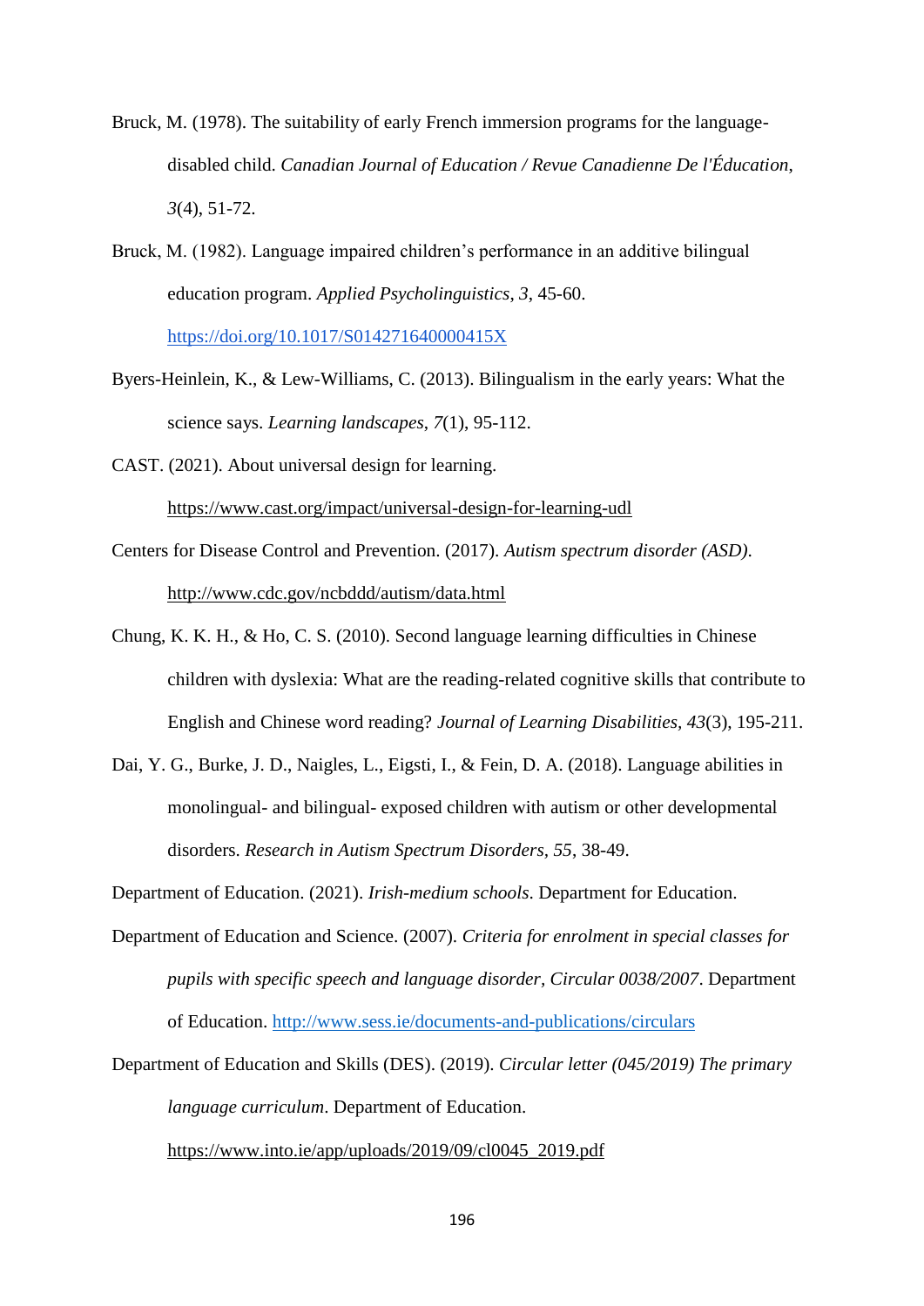Bruck, M. (1978). The suitability of early French immersion programs for the language-disabled child. *Canadian Journal of Education / Revue Canadienne De l'Éducation*, *3*(4), 51-72.

Bruck, M. (1982). Language impaired children's performance in an additive bilingual education program. *Applied Psycholinguistics*, *3*, 45-60. https://doi.org/10.1017/S014271640000415X

Byers-Heinlein, K., & Lew-Williams, C. (2013). Bilingualism in the early years: What the science says. *Learning landscapes*, *7*(1), 95-112.

CAST. (2021). About universal design for learning. https://www.cast.org/impact/universal-design-for-learning-udl

Centers for Disease Control and Prevention. (2017). *Autism spectrum disorder (ASD)*. http://www.cdc.gov/ncbddd/autism/data.html

Chung, K. K. H., & Ho, C. S. (2010). Second language learning difficulties in Chinese children with dyslexia: What are the reading-related cognitive skills that contribute to English and Chinese word reading? *Journal of Learning Disabilities*, *43*(3), 195-211.

Dai, Y. G., Burke, J. D., Naigles, L., Eigsti, I., & Fein, D. A. (2018). Language abilities in monolingual- and bilingual- exposed children with autism or other developmental disorders. *Research in Autism Spectrum Disorders*, *55*, 38-49.

Department of Education. (2021). *Irish-medium schools*. Department for Education.

Department of Education and Science. (2007). *Criteria for enrolment in special classes for pupils with specific speech and language disorder, Circular 0038/2007*. Department of Education. http://www.sess.ie/documents-and-publications/circulars

Department of Education and Skills (DES). (2019). *Circular letter (045/2019) The primary language curriculum*. Department of Education. https://www.into.ie/app/uploads/2019/09/cl0045_2019.pdf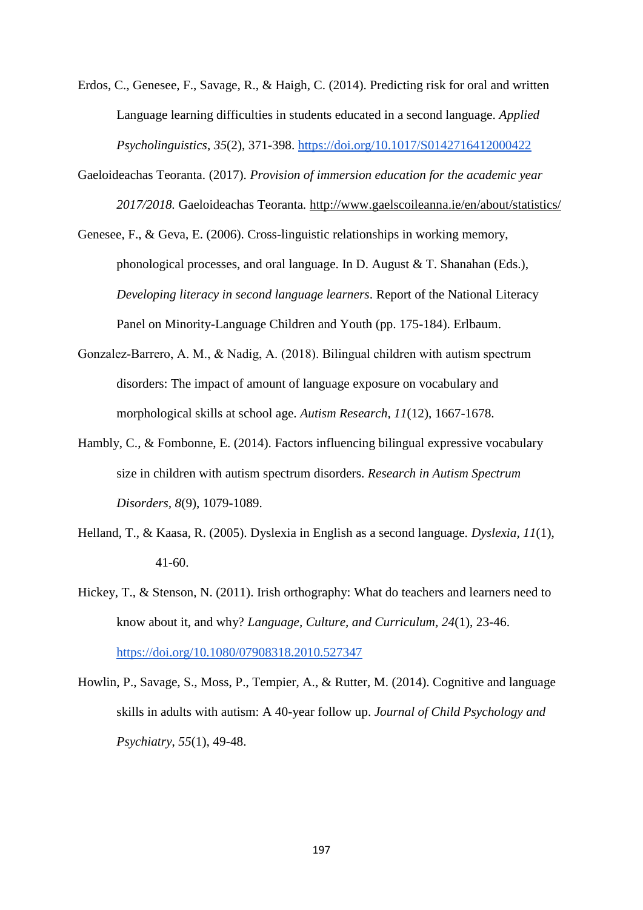Erdos, C., Genesee, F., Savage, R., & Haigh, C. (2014). Predicting risk for oral and written Language learning difficulties in students educated in a second language. *Applied Psycholinguistics*, *35*(2), 371-398. https://doi.org/10.1017/S0142716412000422

Gaeloideachas Teoranta. (2017). *Provision of immersion education for the academic year 2017/2018.* Gaeloideachas Teoranta. http://www.gaelscoileanna.ie/en/about/statistics/

Genesee, F., & Geva, E. (2006). Cross-linguistic relationships in working memory, phonological processes, and oral language. In D. August & T. Shanahan (Eds.), *Developing literacy in second language learners*. Report of the National Literacy Panel on Minority-Language Children and Youth (pp. 175-184). Erlbaum.

Gonzalez-Barrero, A. M., & Nadig, A. (2018). Bilingual children with autism spectrum disorders: The impact of amount of language exposure on vocabulary and morphological skills at school age. *Autism Research*, *11*(12), 1667-1678.

Hambly, C., & Fombonne, E. (2014). Factors influencing bilingual expressive vocabulary size in children with autism spectrum disorders. *Research in Autism Spectrum Disorders*, *8*(9), 1079-1089.

Helland, T., & Kaasa, R. (2005). Dyslexia in English as a second language. *Dyslexia*, *11*(1), 41-60.

Hickey, T., & Stenson, N. (2011). Irish orthography: What do teachers and learners need to know about it, and why? *Language, Culture, and Curriculum*, *24*(1), 23-46. https://doi.org/10.1080/07908318.2010.527347

Howlin, P., Savage, S., Moss, P., Tempier, A., & Rutter, M. (2014). Cognitive and language skills in adults with autism: A 40-year follow up. *Journal of Child Psychology and Psychiatry*, *55*(1), 49-48.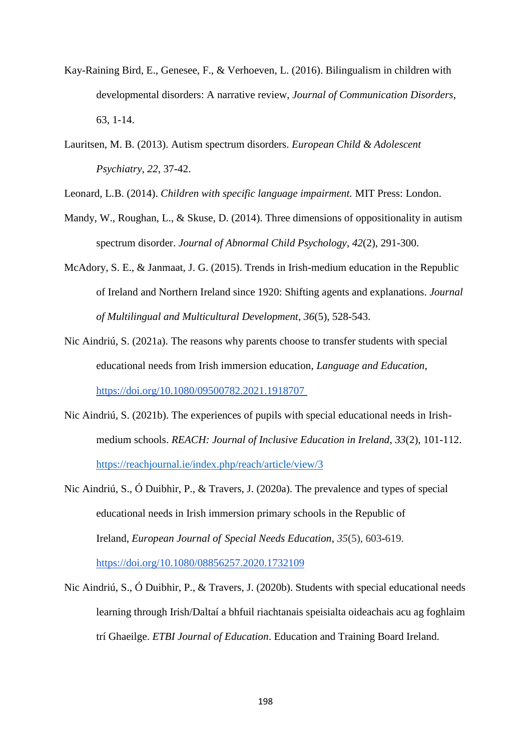Kay-Raining Bird, E., Genesee, F., & Verhoeven, L. (2016). Bilingualism in children with developmental disorders: A narrative review, *Journal of Communication Disorders*, 63, 1-14.

Lauritsen, M. B. (2013). Autism spectrum disorders. *European Child & Adolescent Psychiatry, 22*, 37-42.

Leonard, L.B. (2014). *Children with specific language impairment.* MIT Press: London.

Mandy, W., Roughan, L., & Skuse, D. (2014). Three dimensions of oppositionality in autism spectrum disorder. *Journal of Abnormal Child Psychology*, *42*(2), 291-300.

McAdory, S. E., & Janmaat, J. G. (2015). Trends in Irish-medium education in the Republic of Ireland and Northern Ireland since 1920: Shifting agents and explanations. *Journal of Multilingual and Multicultural Development*, *36*(5), 528-543.

Nic Aindriú, S. (2021a). The reasons why parents choose to transfer students with special educational needs from Irish immersion education, *Language and Education*, https://doi.org/10.1080/09500782.2021.1918707

Nic Aindriú, S. (2021b). The experiences of pupils with special educational needs in Irish-medium schools. *REACH: Journal of Inclusive Education in Ireland*, *33*(2), 101-112. https://reachjournal.ie/index.php/reach/article/view/3

Nic Aindriú, S., Ó Duibhir, P., & Travers, J. (2020a). The prevalence and types of special educational needs in Irish immersion primary schools in the Republic of Ireland, *European Journal of Special Needs Education*, *35*(5), 603-619. https://doi.org/10.1080/08856257.2020.1732109

Nic Aindriú, S., Ó Duibhir, P., & Travers, J. (2020b). Students with special educational needs learning through Irish/Daltaí a bhfuil riachtanais speisialta oideachais acu ag foghlaim trí Ghaeilge. *ETBI Journal of Education*. Education and Training Board Ireland.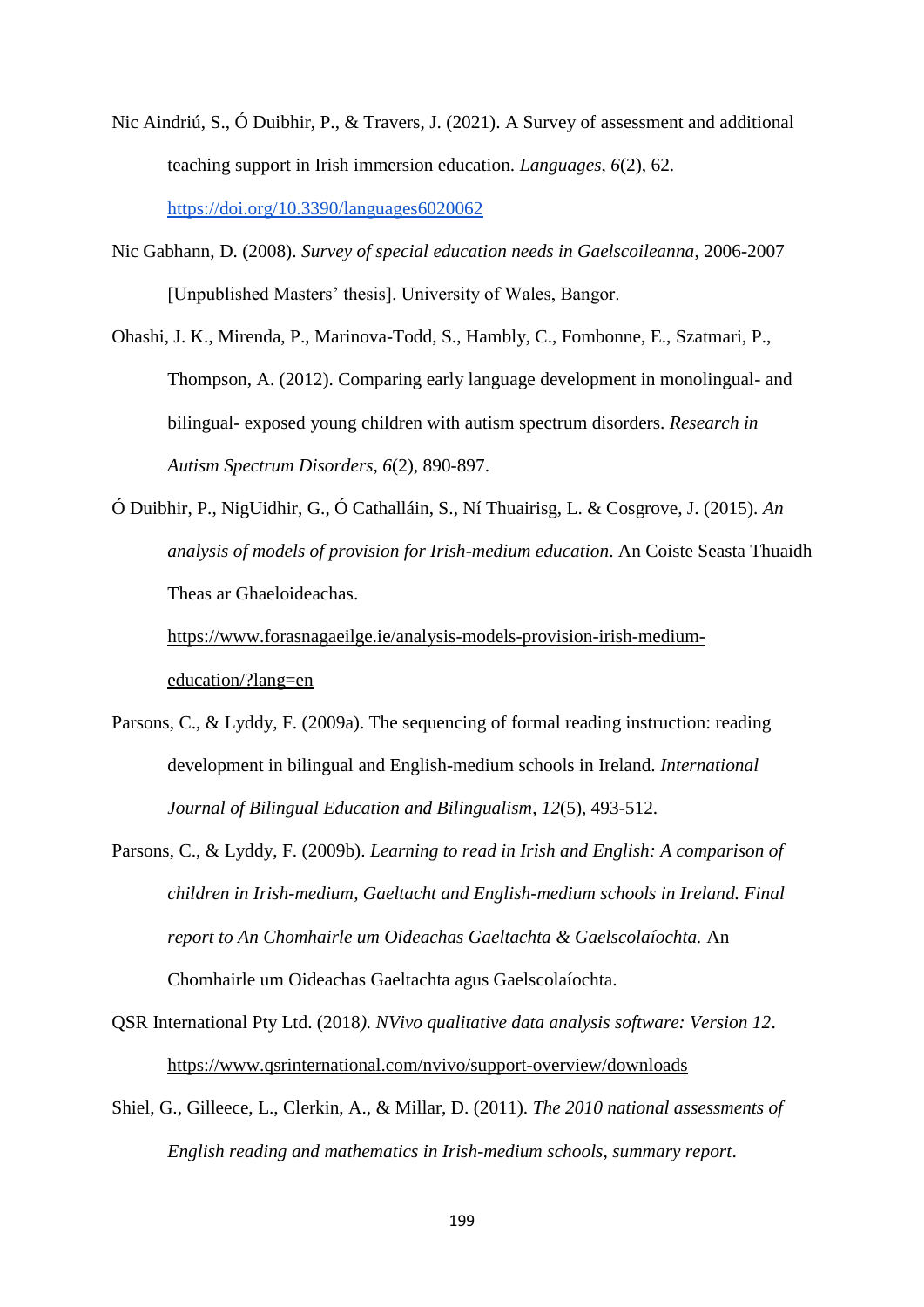Nic Aindriú, S., Ó Duibhir, P., & Travers, J. (2021). A Survey of assessment and additional teaching support in Irish immersion education. *Languages*, *6*(2), 62. https://doi.org/10.3390/languages6020062

Nic Gabhann, D. (2008). *Survey of special education needs in Gaelscoileanna*, 2006-2007 [Unpublished Masters' thesis]. University of Wales, Bangor.

Ohashi, J. K., Mirenda, P., Marinova-Todd, S., Hambly, C., Fombonne, E., Szatmari, P., Thompson, A. (2012). Comparing early language development in monolingual- and bilingual- exposed young children with autism spectrum disorders. *Research in Autism Spectrum Disorders*, *6*(2), 890-897.

Ó Duibhir, P., NigUidhir, G., Ó Cathalláin, S., Ní Thuairisg, L. & Cosgrove, J. (2015). *An analysis of models of provision for Irish-medium education*. An Coiste Seasta Thuaidh Theas ar Ghaeloideachas. https://www.forasnagaeilge.ie/analysis-models-provision-irish-medium-education/?lang=en

Parsons, C., & Lyddy, F. (2009a). The sequencing of formal reading instruction: reading development in bilingual and English-medium schools in Ireland. *International Journal of Bilingual Education and Bilingualism*, *12*(5), 493-512.

Parsons, C., & Lyddy, F. (2009b). *Learning to read in Irish and English: A comparison of children in Irish-medium, Gaeltacht and English-medium schools in Ireland. Final report to An Chomhairle um Oideachas Gaeltachta & Gaelscolaíochta.* An Chomhairle um Oideachas Gaeltachta agus Gaelscolaíochta.

QSR International Pty Ltd. (2018*). NVivo qualitative data analysis software: Version 12*. https://www.qsrinternational.com/nvivo/support-overview/downloads

Shiel, G., Gilleece, L., Clerkin, A., & Millar, D. (2011). *The 2010 national assessments of English reading and mathematics in Irish-medium schools, summary report*.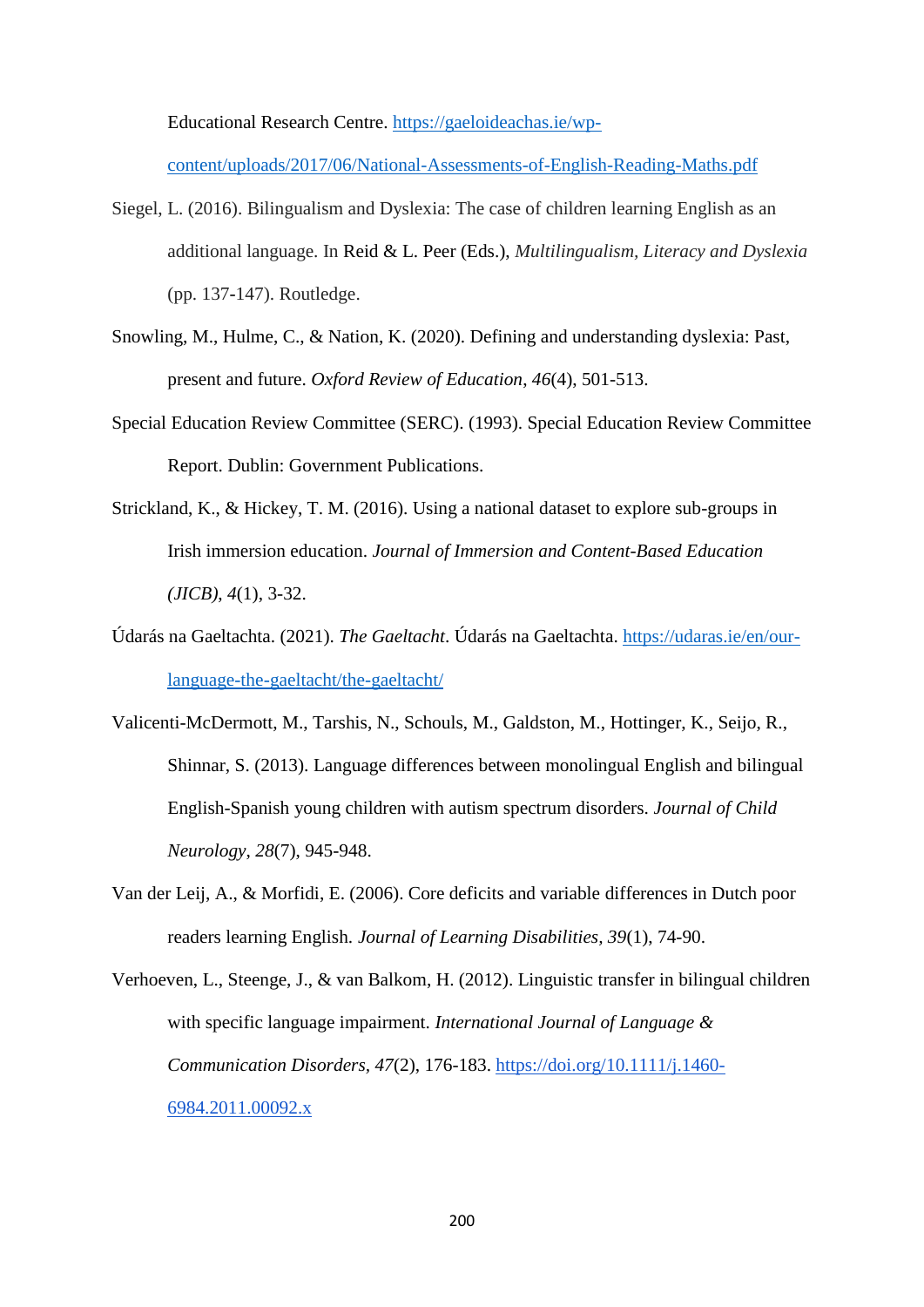Educational Research Centre. https://gaeloideachas.ie/wp-content/uploads/2017/06/National-Assessments-of-English-Reading-Maths.pdf

Siegel, L. (2016). Bilingualism and Dyslexia: The case of children learning English as an additional language. In Reid & L. Peer (Eds.), *Multilingualism, Literacy and Dyslexia* (pp. 137-147). Routledge.

Snowling, M., Hulme, C., & Nation, K. (2020). Defining and understanding dyslexia: Past, present and future. *Oxford Review of Education*, *46*(4), 501-513.

Special Education Review Committee (SERC). (1993). Special Education Review Committee Report. Dublin: Government Publications.

Strickland, K., & Hickey, T. M. (2016). Using a national dataset to explore sub-groups in Irish immersion education. *Journal of Immersion and Content-Based Education (JICB)*, *4*(1), 3-32.

Údarás na Gaeltachta. (2021). *The Gaeltacht*. Údarás na Gaeltachta. https://udaras.ie/en/our-language-the-gaeltacht/the-gaeltacht/

Valicenti-McDermott, M., Tarshis, N., Schouls, M., Galdston, M., Hottinger, K., Seijo, R., Shinnar, S. (2013). Language differences between monolingual English and bilingual English-Spanish young children with autism spectrum disorders. *Journal of Child Neurology*, *28*(7), 945-948.

Van der Leij, A., & Morfidi, E. (2006). Core deficits and variable differences in Dutch poor readers learning English. *Journal of Learning Disabilities, 39*(1), 74-90.

Verhoeven, L., Steenge, J., & van Balkom, H. (2012). Linguistic transfer in bilingual children with specific language impairment. *International Journal of Language & Communication Disorders*, *47*(2), 176-183. https://doi.org/10.1111/j.1460-6984.2011.00092.x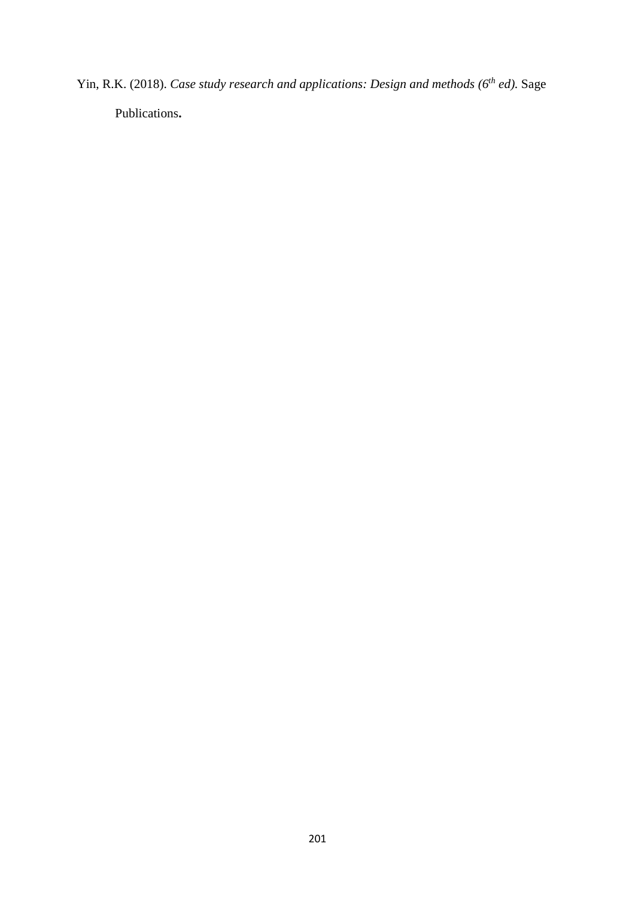Yin, R.K. (2018). *Case study research and applications: Design and methods (6th ed).* Sage Publications.